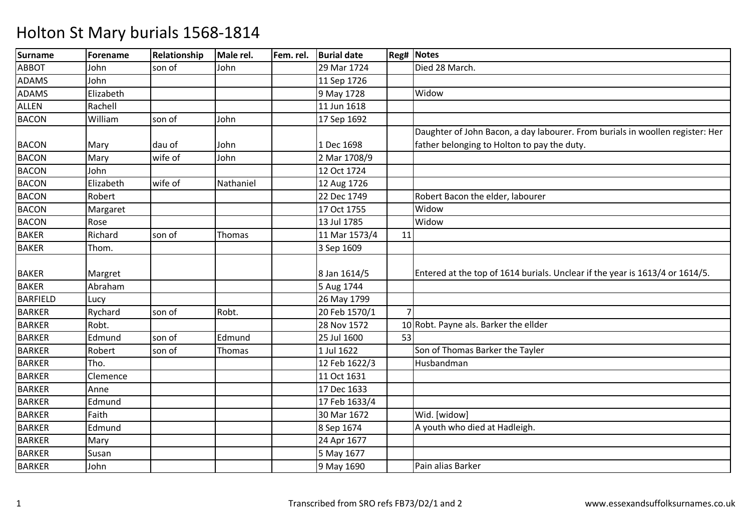# Holton St Mary burials 1568-1814

| Surname | Forename | Relationship | Male rel. | Fem. rel. | Burial date | Reg# | Notes |
|---|---|---|---|---|---|---|---|
| ABBOT | John | son of | John | | 29 Mar 1724 | | Died 28 March. |
| ADAMS | John | | | | 11 Sep 1726 | | |
| ADAMS | Elizabeth | | | | 9 May 1728 | | Widow |
| ALLEN | Rachell | | | | 11 Jun 1618 | | |
| BACON | William | son of | John | | 17 Sep 1692 | | |
| BACON | Mary | dau of | John | | 1 Dec 1698 | | Daughter of John Bacon, a day labourer. From burials in woollen register: Her father belonging to Holton to pay the duty. |
| BACON | Mary | wife of | John | | 2 Mar 1708/9 | | |
| BACON | John | | | | 12 Oct 1724 | | |
| BACON | Elizabeth | wife of | Nathaniel | | 12 Aug 1726 | | |
| BACON | Robert | | | | 22 Dec 1749 | | Robert Bacon the elder, labourer |
| BACON | Margaret | | | | 17 Oct 1755 | | Widow |
| BACON | Rose | | | | 13 Jul 1785 | | Widow |
| BAKER | Richard | son of | Thomas | | 11 Mar 1573/4 | 11 | |
| BAKER | Thom. | | | | 3 Sep 1609 | | |
| BAKER | Margret | | | | 8 Jan 1614/5 | | Entered at the top of 1614 burials. Unclear if the year is 1613/4 or 1614/5. |
| BAKER | Abraham | | | | 5 Aug 1744 | | |
| BARFIELD | Lucy | | | | 26 May 1799 | | |
| BARKER | Rychard | son of | Robt. | | 20 Feb 1570/1 | 7 | |
| BARKER | Robt. | | | | 28 Nov 1572 | 10 | Robt. Payne als. Barker the ellder |
| BARKER | Edmund | son of | Edmund | | 25 Jul 1600 | 53 | |
| BARKER | Robert | son of | Thomas | | 1 Jul 1622 | | Son of Thomas Barker the Tayler |
| BARKER | Tho. | | | | 12 Feb 1622/3 | | Husbandman |
| BARKER | Clemence | | | | 11 Oct 1631 | | |
| BARKER | Anne | | | | 17 Dec 1633 | | |
| BARKER | Edmund | | | | 17 Feb 1633/4 | | |
| BARKER | Faith | | | | 30 Mar 1672 | | Wid. [widow] |
| BARKER | Edmund | | | | 8 Sep 1674 | | A youth who died at Hadleigh. |
| BARKER | Mary | | | | 24 Apr 1677 | | |
| BARKER | Susan | | | | 5 May 1677 | | |
| BARKER | John | | | | 9 May 1690 | | Pain alias Barker |

Transcribed from SRO refs FB73/D2/1 and 2 www.essexandsuffolksurnames.co.uk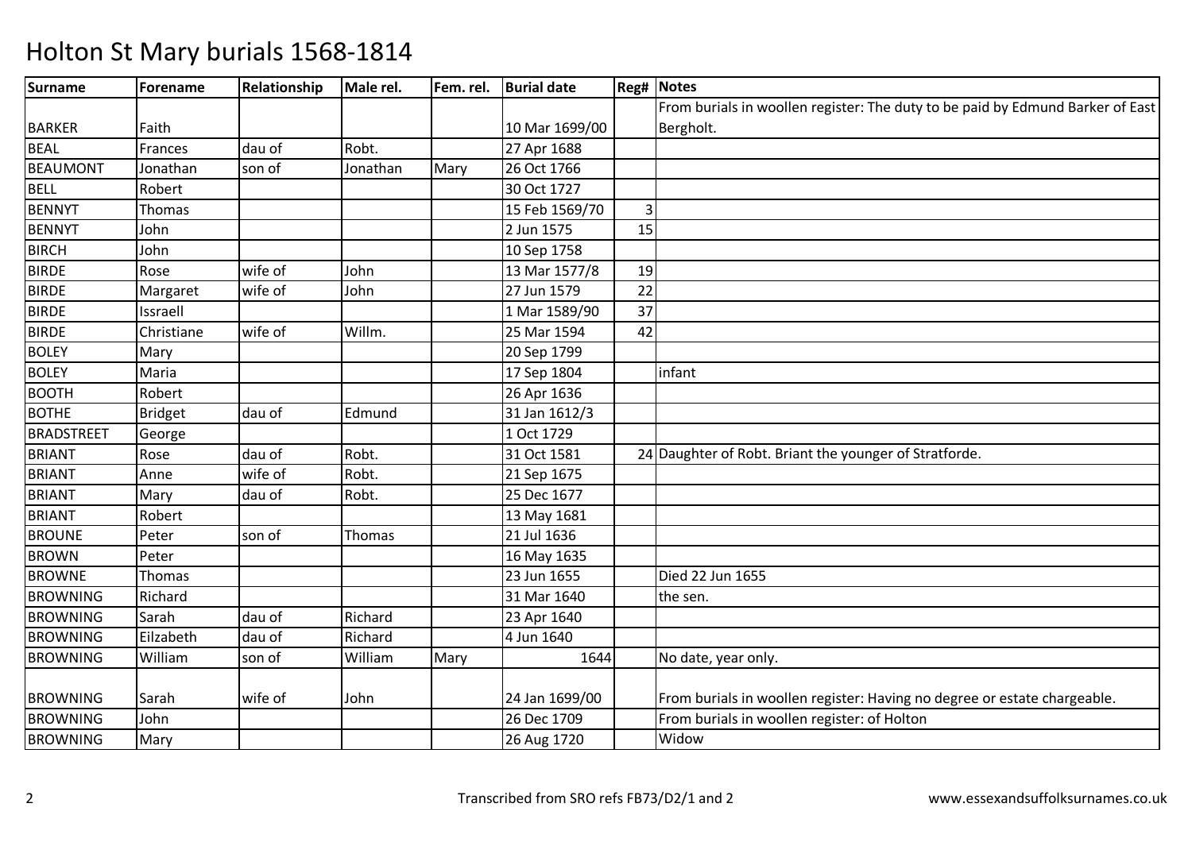# Holton St Mary burials 1568-1814

| Surname | Forename | Relationship | Male rel. | Fem. rel. | Burial date | Reg# | Notes |
|---|---|---|---|---|---|---|---|
| BARKER | Faith | | | | 10 Mar 1699/00 | | From burials in woollen register: The duty to be paid by Edmund Barker of East Bergholt. |
| BEAL | Frances | dau of | Robt. | | 27 Apr 1688 | | |
| BEAUMONT | Jonathan | son of | Jonathan | Mary | 26 Oct 1766 | | |
| BELL | Robert | | | | 30 Oct 1727 | | |
| BENNYT | Thomas | | | | 15 Feb 1569/70 | 3 | |
| BENNYT | John | | | | 2 Jun 1575 | 15 | |
| BIRCH | John | | | | 10 Sep 1758 | | |
| BIRDE | Rose | wife of | John | | 13 Mar 1577/8 | 19 | |
| BIRDE | Margaret | wife of | John | | 27 Jun 1579 | 22 | |
| BIRDE | Issraell | | | | 1 Mar 1589/90 | 37 | |
| BIRDE | Christiane | wife of | Willm. | | 25 Mar 1594 | 42 | |
| BOLEY | Mary | | | | 20 Sep 1799 | | |
| BOLEY | Maria | | | | 17 Sep 1804 | | infant |
| BOOTH | Robert | | | | 26 Apr 1636 | | |
| BOTHE | Bridget | dau of | Edmund | | 31 Jan 1612/3 | | |
| BRADSTREET | George | | | | 1 Oct 1729 | | |
| BRIANT | Rose | dau of | Robt. | | 31 Oct 1581 | 24 | Daughter of Robt. Briant the younger of Stratforde. |
| BRIANT | Anne | wife of | Robt. | | 21 Sep 1675 | | |
| BRIANT | Mary | dau of | Robt. | | 25 Dec 1677 | | |
| BRIANT | Robert | | | | 13 May 1681 | | |
| BROUNE | Peter | son of | Thomas | | 21 Jul 1636 | | |
| BROWN | Peter | | | | 16 May 1635 | | |
| BROWNE | Thomas | | | | 23 Jun 1655 | | Died 22 Jun 1655 |
| BROWNING | Richard | | | | 31 Mar 1640 | | the sen. |
| BROWNING | Sarah | dau of | Richard | | 23 Apr 1640 | | |
| BROWNING | Eilzabeth | dau of | Richard | | 4 Jun 1640 | | |
| BROWNING | William | son of | William | Mary | 1644 | | No date, year only. |
| BROWNING | Sarah | wife of | John | | 24 Jan 1699/00 | | From burials in woollen register: Having no degree or estate chargeable. |
| BROWNING | John | | | | 26 Dec 1709 | | From burials in woollen register: of Holton |
| BROWNING | Mary | | | | 26 Aug 1720 | | Widow |

Transcribed from SRO refs FB73/D2/1 and 2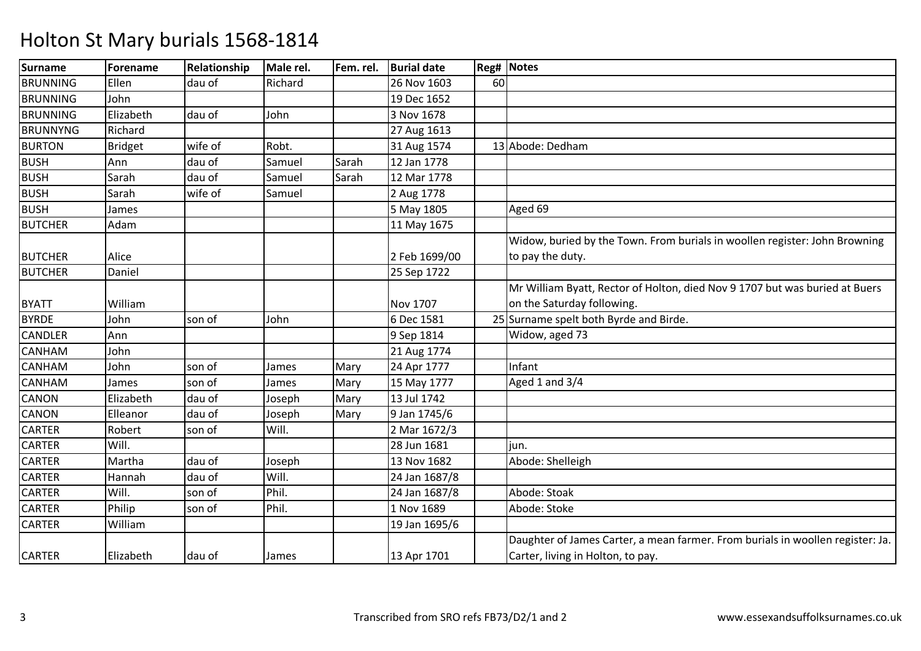# Holton St Mary burials 1568-1814

| Surname | Forename | Relationship | Male rel. | Fem. rel. | Burial date | Reg# | Notes |
|---|---|---|---|---|---|---|---|
| BRUNNING | Ellen | dau of | Richard | | 26 Nov 1603 | 60 | |
| BRUNNING | John | | | | 19 Dec 1652 | | |
| BRUNNING | Elizabeth | dau of | John | | 3 Nov 1678 | | |
| BRUNNYNG | Richard | | | | 27 Aug 1613 | | |
| BURTON | Bridget | wife of | Robt. | | 31 Aug 1574 | 13 | Abode: Dedham |
| BUSH | Ann | dau of | Samuel | Sarah | 12 Jan 1778 | | |
| BUSH | Sarah | dau of | Samuel | Sarah | 12 Mar 1778 | | |
| BUSH | Sarah | wife of | Samuel | | 2 Aug 1778 | | |
| BUSH | James | | | | 5 May 1805 | | Aged 69 |
| BUTCHER | Adam | | | | 11 May 1675 | | |
| BUTCHER | Alice | | | | 2 Feb 1699/00 | | Widow, buried by the Town. From burials in woollen register: John Browning to pay the duty. |
| BUTCHER | Daniel | | | | 25 Sep 1722 | | |
| BYATT | William | | | | Nov 1707 | | Mr William Byatt, Rector of Holton, died Nov 9 1707 but was buried at Buers on the Saturday following. |
| BYRDE | John | son of | John | | 6 Dec 1581 | 25 | Surname spelt both Byrde and Birde. |
| CANDLER | Ann | | | | 9 Sep 1814 | | Widow, aged 73 |
| CANHAM | John | | | | 21 Aug 1774 | | |
| CANHAM | John | son of | James | Mary | 24 Apr 1777 | | Infant |
| CANHAM | James | son of | James | Mary | 15 May 1777 | | Aged 1 and 3/4 |
| CANON | Elizabeth | dau of | Joseph | Mary | 13 Jul 1742 | | |
| CANON | Elleanor | dau of | Joseph | Mary | 9 Jan 1745/6 | | |
| CARTER | Robert | son of | Will. | | 2 Mar 1672/3 | | |
| CARTER | Will. | | | | 28 Jun 1681 | | jun. |
| CARTER | Martha | dau of | Joseph | | 13 Nov 1682 | | Abode: Shelleigh |
| CARTER | Hannah | dau of | Will. | | 24 Jan 1687/8 | | |
| CARTER | Will. | son of | Phil. | | 24 Jan 1687/8 | | Abode: Stoak |
| CARTER | Philip | son of | Phil. | | 1 Nov 1689 | | Abode: Stoke |
| CARTER | William | | | | 19 Jan 1695/6 | | |
| CARTER | Elizabeth | dau of | James | | 13 Apr 1701 | | Daughter of James Carter, a mean farmer. From burials in woollen register: Ja. Carter, living in Holton, to pay. |

Transcribed from SRO refs FB73/D2/1 and 2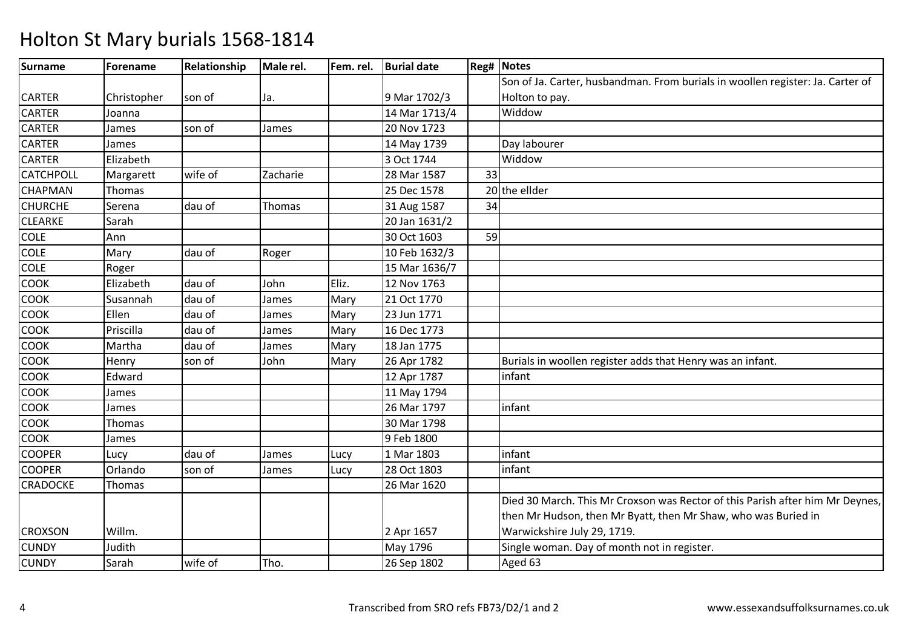# Holton St Mary burials 1568-1814

| Surname | Forename | Relationship | Male rel. | Fem. rel. | Burial date | Reg# | Notes |
|---|---|---|---|---|---|---|---|
| CARTER | Christopher | son of | Ja. | | 9 Mar 1702/3 | | Son of Ja. Carter, husbandman. From burials in woollen register: Ja. Carter of Holton to pay. |
| CARTER | Joanna | | | | 14 Mar 1713/4 | | Widdow |
| CARTER | James | son of | James | | 20 Nov 1723 | | |
| CARTER | James | | | | 14 May 1739 | | Day labourer |
| CARTER | Elizabeth | | | | 3 Oct 1744 | | Widdow |
| CATCHPOLL | Margarett | wife of | Zacharie | | 28 Mar 1587 | 33 | |
| CHAPMAN | Thomas | | | | 25 Dec 1578 | 20 | the ellder |
| CHURCHE | Serena | dau of | Thomas | | 31 Aug 1587 | 34 | |
| CLEARKE | Sarah | | | | 20 Jan 1631/2 | | |
| COLE | Ann | | | | 30 Oct 1603 | 59 | |
| COLE | Mary | dau of | Roger | | 10 Feb 1632/3 | | |
| COLE | Roger | | | | 15 Mar 1636/7 | | |
| COOK | Elizabeth | dau of | John | Eliz. | 12 Nov 1763 | | |
| COOK | Susannah | dau of | James | Mary | 21 Oct 1770 | | |
| COOK | Ellen | dau of | James | Mary | 23 Jun 1771 | | |
| COOK | Priscilla | dau of | James | Mary | 16 Dec 1773 | | |
| COOK | Martha | dau of | James | Mary | 18 Jan 1775 | | |
| COOK | Henry | son of | John | Mary | 26 Apr 1782 | | Burials in woollen register adds that Henry was an infant. |
| COOK | Edward | | | | 12 Apr 1787 | | infant |
| COOK | James | | | | 11 May 1794 | | |
| COOK | James | | | | 26 Mar 1797 | | infant |
| COOK | Thomas | | | | 30 Mar 1798 | | |
| COOK | James | | | | 9 Feb 1800 | | |
| COOPER | Lucy | dau of | James | Lucy | 1 Mar 1803 | | infant |
| COOPER | Orlando | son of | James | Lucy | 28 Oct 1803 | | infant |
| CRADOCKE | Thomas | | | | 26 Mar 1620 | | |
| CROXSON | Willm. | | | | 2 Apr 1657 | | Died 30 March. This Mr Croxson was Rector of this Parish after him Mr Deynes, then Mr Hudson, then Mr Byatt, then Mr Shaw, who was Buried in Warwickshire July 29, 1719. |
| CUNDY | Judith | | | | May 1796 | | Single woman. Day of month not in register. |
| CUNDY | Sarah | wife of | Tho. | | 26 Sep 1802 | | Aged 63 |

Transcribed from SRO refs FB73/D2/1 and 2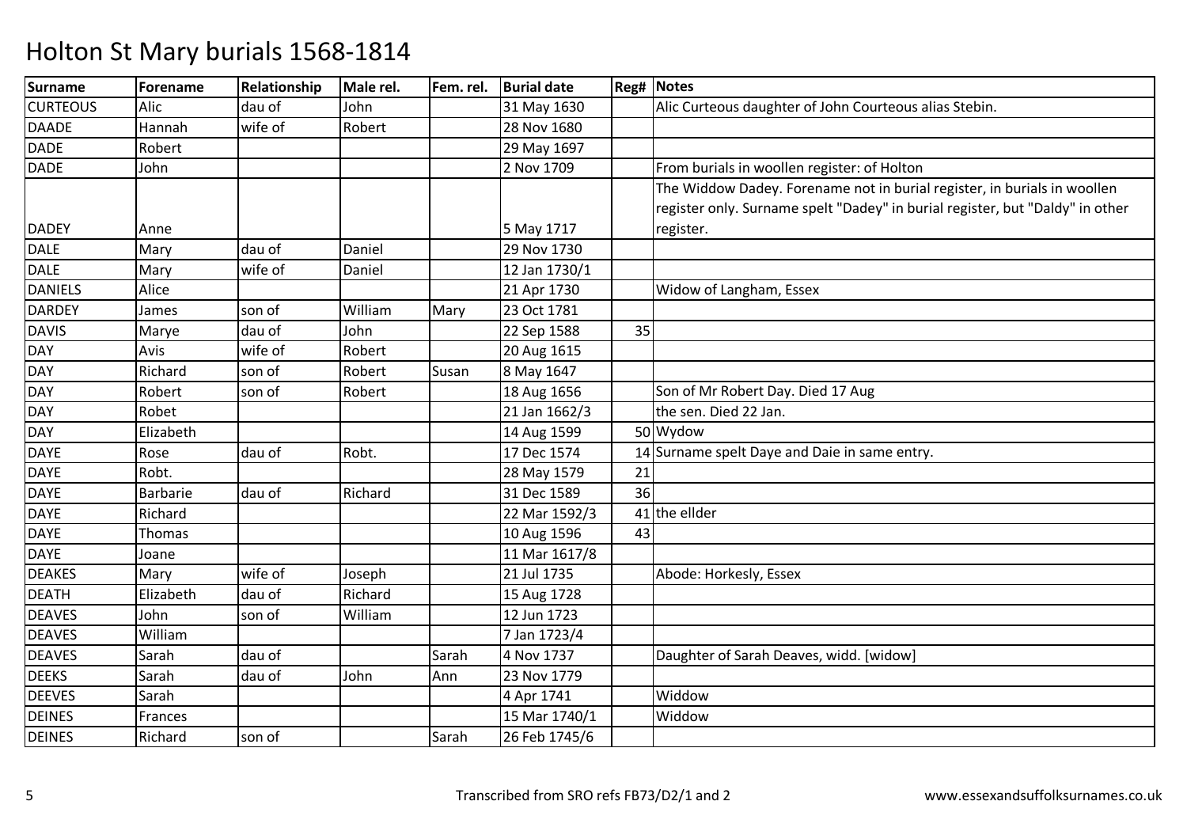# Holton St Mary burials 1568-1814

| Surname | Forename | Relationship | Male rel. | Fem. rel. | Burial date | Reg# | Notes |
|---|---|---|---|---|---|---|---|
| CURTEOUS | Alic | dau of | John | | 31 May 1630 | | Alic Curteous daughter of John Courteous alias Stebin. |
| DAADE | Hannah | wife of | Robert | | 28 Nov 1680 | | |
| DADE | Robert | | | | 29 May 1697 | | |
| DADE | John | | | | 2 Nov 1709 | | From burials in woollen register: of Holton |
| DADEY | Anne | | | | 5 May 1717 | | The Widdow Dadey. Forename not in burial register, in burials in woollen register only. Surname spelt "Dadey" in burial register, but "Daldy" in other register. |
| DALE | Mary | dau of | Daniel | | 29 Nov 1730 | | |
| DALE | Mary | wife of | Daniel | | 12 Jan 1730/1 | | |
| DANIELS | Alice | | | | 21 Apr 1730 | | Widow of Langham, Essex |
| DARDEY | James | son of | William | Mary | 23 Oct 1781 | | |
| DAVIS | Marye | dau of | John | | 22 Sep 1588 | 35 | |
| DAY | Avis | wife of | Robert | | 20 Aug 1615 | | |
| DAY | Richard | son of | Robert | Susan | 8 May 1647 | | |
| DAY | Robert | son of | Robert | | 18 Aug 1656 | | Son of Mr Robert Day. Died 17 Aug |
| DAY | Robet | | | | 21 Jan 1662/3 | | the sen. Died 22 Jan. |
| DAY | Elizabeth | | | | 14 Aug 1599 | 50 | Wydow |
| DAYE | Rose | dau of | Robt. | | 17 Dec 1574 | 14 | Surname spelt Daye and Daie in same entry. |
| DAYE | Robt. | | | | 28 May 1579 | 21 | |
| DAYE | Barbarie | dau of | Richard | | 31 Dec 1589 | 36 | |
| DAYE | Richard | | | | 22 Mar 1592/3 | 41 | the ellder |
| DAYE | Thomas | | | | 10 Aug 1596 | 43 | |
| DAYE | Joane | | | | 11 Mar 1617/8 | | |
| DEAKES | Mary | wife of | Joseph | | 21 Jul 1735 | | Abode: Horkesly, Essex |
| DEATH | Elizabeth | dau of | Richard | | 15 Aug 1728 | | |
| DEAVES | John | son of | William | | 12 Jun 1723 | | |
| DEAVES | William | | | | 7 Jan 1723/4 | | |
| DEAVES | Sarah | dau of | | Sarah | 4 Nov 1737 | | Daughter of Sarah Deaves, widd. [widow] |
| DEEKS | Sarah | dau of | John | Ann | 23 Nov 1779 | | |
| DEEVES | Sarah | | | | 4 Apr 1741 | | Widdow |
| DEINES | Frances | | | | 15 Mar 1740/1 | | Widdow |
| DEINES | Richard | son of | | Sarah | 26 Feb 1745/6 | | |

Transcribed from SRO refs FB73/D2/1 and 2

www.essexandsuffolksurnames.co.uk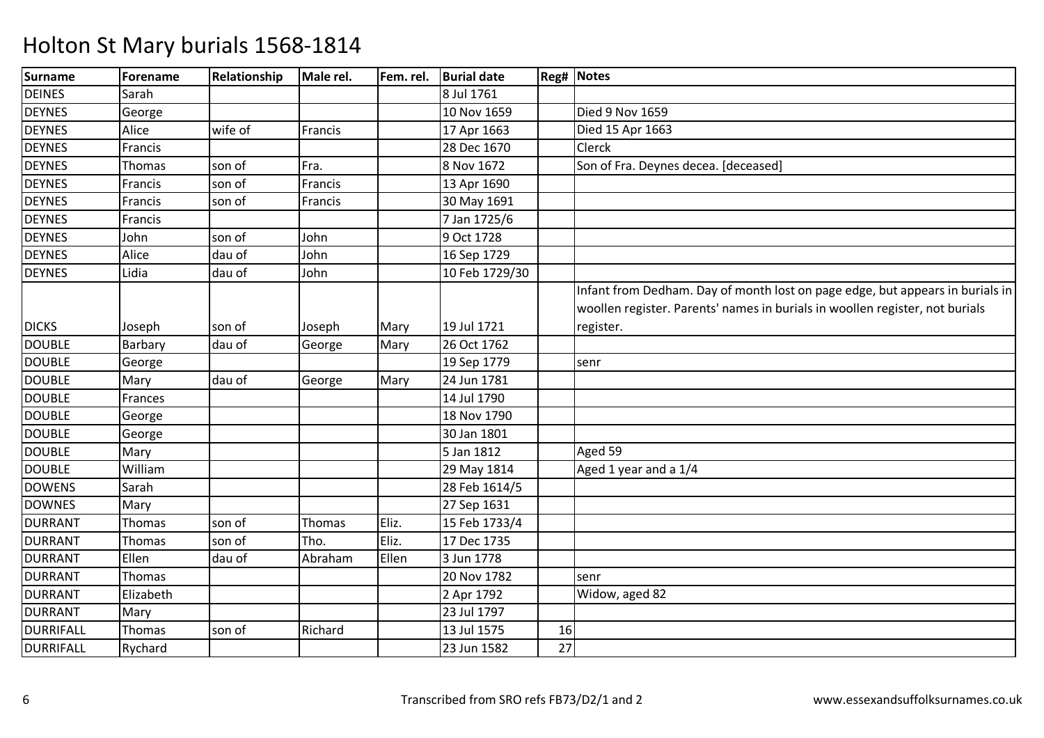# Holton St Mary burials 1568-1814

| Surname | Forename | Relationship | Male rel. | Fem. rel. | Burial date | Reg# | Notes |
|---|---|---|---|---|---|---|---|
| DEINES | Sarah | | | | 8 Jul 1761 | | |
| DEYNES | George | | | | 10 Nov 1659 | | Died 9 Nov 1659 |
| DEYNES | Alice | wife of | Francis | | 17 Apr 1663 | | Died 15 Apr 1663 |
| DEYNES | Francis | | | | 28 Dec 1670 | | Clerck |
| DEYNES | Thomas | son of | Fra. | | 8 Nov 1672 | | Son of Fra. Deynes decea. [deceased] |
| DEYNES | Francis | son of | Francis | | 13 Apr 1690 | | |
| DEYNES | Francis | son of | Francis | | 30 May 1691 | | |
| DEYNES | Francis | | | | 7 Jan 1725/6 | | |
| DEYNES | John | son of | John | | 9 Oct 1728 | | |
| DEYNES | Alice | dau of | John | | 16 Sep 1729 | | |
| DEYNES | Lidia | dau of | John | | 10 Feb 1729/30 | | |
| DICKS | Joseph | son of | Joseph | Mary | 19 Jul 1721 | | Infant from Dedham. Day of month lost on page edge, but appears in burials in woollen register. Parents' names in burials in woollen register, not burials register. |
| DOUBLE | Barbary | dau of | George | Mary | 26 Oct 1762 | | |
| DOUBLE | George | | | | 19 Sep 1779 | | senr |
| DOUBLE | Mary | dau of | George | Mary | 24 Jun 1781 | | |
| DOUBLE | Frances | | | | 14 Jul 1790 | | |
| DOUBLE | George | | | | 18 Nov 1790 | | |
| DOUBLE | George | | | | 30 Jan 1801 | | |
| DOUBLE | Mary | | | | 5 Jan 1812 | | Aged 59 |
| DOUBLE | William | | | | 29 May 1814 | | Aged 1 year and a 1/4 |
| DOWENS | Sarah | | | | 28 Feb 1614/5 | | |
| DOWNES | Mary | | | | 27 Sep 1631 | | |
| DURRANT | Thomas | son of | Thomas | Eliz. | 15 Feb 1733/4 | | |
| DURRANT | Thomas | son of | Tho. | Eliz. | 17 Dec 1735 | | |
| DURRANT | Ellen | dau of | Abraham | Ellen | 3 Jun 1778 | | |
| DURRANT | Thomas | | | | 20 Nov 1782 | | senr |
| DURRANT | Elizabeth | | | | 2 Apr 1792 | | Widow, aged 82 |
| DURRANT | Mary | | | | 23 Jul 1797 | | |
| DURRIFALL | Thomas | son of | Richard | | 13 Jul 1575 | 16 | |
| DURRIFALL | Rychard | | | | 23 Jun 1582 | 27 | |

Transcribed from SRO refs FB73/D2/1 and 2

www.essexandsuffolksurnames.co.uk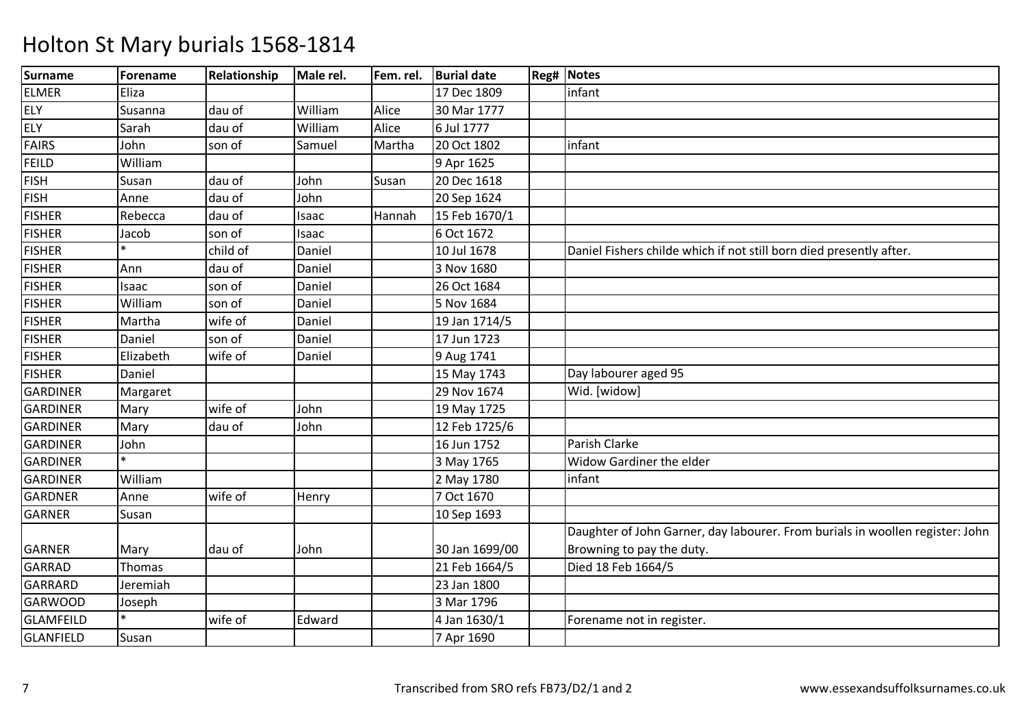# Holton St Mary burials 1568-1814

| Surname | Forename | Relationship | Male rel. | Fem. rel. | Burial date | Reg# | Notes |
|---|---|---|---|---|---|---|---|
| ELMER | Eliza | | | | 17 Dec 1809 | | infant |
| ELY | Susanna | dau of | William | Alice | 30 Mar 1777 | | |
| ELY | Sarah | dau of | William | Alice | 6 Jul 1777 | | |
| FAIRS | John | son of | Samuel | Martha | 20 Oct 1802 | | infant |
| FEILD | William | | | | 9 Apr 1625 | | |
| FISH | Susan | dau of | John | Susan | 20 Dec 1618 | | |
| FISH | Anne | dau of | John | | 20 Sep 1624 | | |
| FISHER | Rebecca | dau of | Isaac | Hannah | 15 Feb 1670/1 | | |
| FISHER | Jacob | son of | Isaac | | 6 Oct 1672 | | |
| FISHER | * | child of | Daniel | | 10 Jul 1678 | | Daniel Fishers childe which if not still born died presently after. |
| FISHER | Ann | dau of | Daniel | | 3 Nov 1680 | | |
| FISHER | Isaac | son of | Daniel | | 26 Oct 1684 | | |
| FISHER | William | son of | Daniel | | 5 Nov 1684 | | |
| FISHER | Martha | wife of | Daniel | | 19 Jan 1714/5 | | |
| FISHER | Daniel | son of | Daniel | | 17 Jun 1723 | | |
| FISHER | Elizabeth | wife of | Daniel | | 9 Aug 1741 | | |
| FISHER | Daniel | | | | 15 May 1743 | | Day labourer aged 95 |
| GARDINER | Margaret | | | | 29 Nov 1674 | | Wid. [widow] |
| GARDINER | Mary | wife of | John | | 19 May 1725 | | |
| GARDINER | Mary | dau of | John | | 12 Feb 1725/6 | | |
| GARDINER | John | | | | 16 Jun 1752 | | Parish Clarke |
| GARDINER | * | | | | 3 May 1765 | | Widow Gardiner the elder |
| GARDINER | William | | | | 2 May 1780 | | infant |
| GARDNER | Anne | wife of | Henry | | 7 Oct 1670 | | |
| GARNER | Susan | | | | 10 Sep 1693 | | |
| GARNER | Mary | dau of | John | | 30 Jan 1699/00 | | Daughter of John Garner, day labourer. From burials in woollen register: John Browning to pay the duty. |
| GARRAD | Thomas | | | | 21 Feb 1664/5 | | Died 18 Feb 1664/5 |
| GARRARD | Jeremiah | | | | 23 Jan 1800 | | |
| GARWOOD | Joseph | | | | 3 Mar 1796 | | |
| GLAMFEILD | * | wife of | Edward | | 4 Jan 1630/1 | | Forename not in register. |
| GLANFIELD | Susan | | | | 7 Apr 1690 | | |

Transcribed from SRO refs FB73/D2/1 and 2 www.essexandsuffolksurnames.co.uk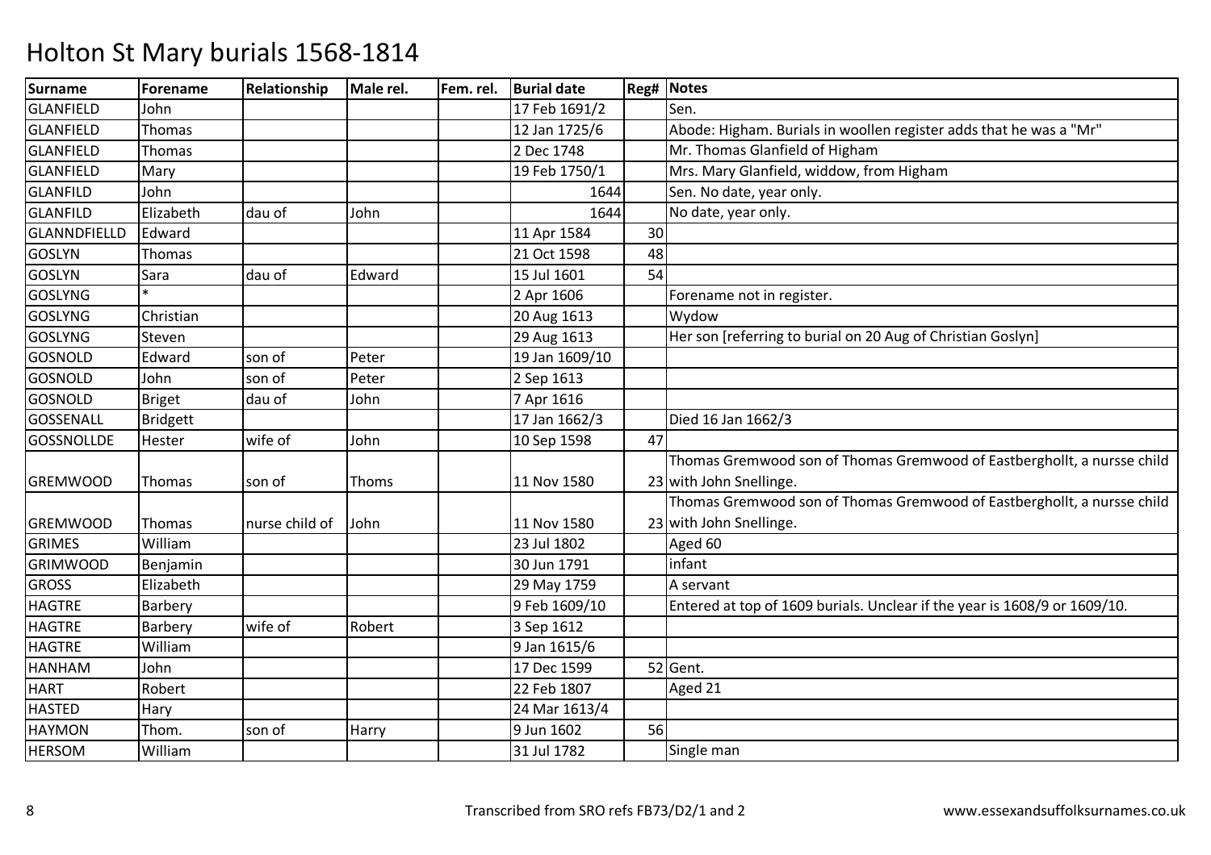# Holton St Mary burials 1568-1814

| Surname | Forename | Relationship | Male rel. | Fem. rel. | Burial date | Reg# | Notes |
|---|---|---|---|---|---|---|---|
| GLANFIELD | John | | | | 17 Feb 1691/2 | | Sen. |
| GLANFIELD | Thomas | | | | 12 Jan 1725/6 | | Abode: Higham. Burials in woollen register adds that he was a "Mr" |
| GLANFIELD | Thomas | | | | 2 Dec 1748 | | Mr. Thomas Glanfield of Higham |
| GLANFIELD | Mary | | | | 19 Feb 1750/1 | | Mrs. Mary Glanfield, widdow, from Higham |
| GLANFILD | John | | | | 1644 | | Sen. No date, year only. |
| GLANFILD | Elizabeth | dau of | John | | 1644 | | No date, year only. |
| GLANNDFIELLD | Edward | | | | 11 Apr 1584 | 30 | |
| GOSLYN | Thomas | | | | 21 Oct 1598 | 48 | |
| GOSLYN | Sara | dau of | Edward | | 15 Jul 1601 | 54 | |
| GOSLYNG | * | | | | 2 Apr 1606 | | Forename not in register. |
| GOSLYNG | Christian | | | | 20 Aug 1613 | | Wydow |
| GOSLYNG | Steven | | | | 29 Aug 1613 | | Her son [referring to burial on 20 Aug of Christian Goslyn] |
| GOSNOLD | Edward | son of | Peter | | 19 Jan 1609/10 | | |
| GOSNOLD | John | son of | Peter | | 2 Sep 1613 | | |
| GOSNOLD | Briget | dau of | John | | 7 Apr 1616 | | |
| GOSSENALL | Bridgett | | | | 17 Jan 1662/3 | | Died 16 Jan 1662/3 |
| GOSSNOLLDE | Hester | wife of | John | | 10 Sep 1598 | 47 | |
| GREMWOOD | Thomas | son of | Thoms | | 11 Nov 1580 | 23 | Thomas Gremwood son of Thomas Gremwood of Eastbergholt, a nursse child with John Snellinge. |
| GREMWOOD | Thomas | nurse child of | John | | 11 Nov 1580 | 23 | Thomas Gremwood son of Thomas Gremwood of Eastbergholt, a nursse child with John Snellinge. |
| GRIMES | William | | | | 23 Jul 1802 | | Aged 60 |
| GRIMWOOD | Benjamin | | | | 30 Jun 1791 | | infant |
| GROSS | Elizabeth | | | | 29 May 1759 | | A servant |
| HAGTRE | Barbery | | | | 9 Feb 1609/10 | | Entered at top of 1609 burials. Unclear if the year is 1608/9 or 1609/10. |
| HAGTRE | Barbery | wife of | Robert | | 3 Sep 1612 | | |
| HAGTRE | William | | | | 9 Jan 1615/6 | | |
| HANHAM | John | | | | 17 Dec 1599 | 52 | Gent. |
| HART | Robert | | | | 22 Feb 1807 | | Aged 21 |
| HASTED | Hary | | | | 24 Mar 1613/4 | | |
| HAYMON | Thom. | son of | Harry | | 9 Jun 1602 | 56 | |
| HERSOM | William | | | | 31 Jul 1782 | | Single man |

Transcribed from SRO refs FB73/D2/1 and 2 www.essexandsuffolksurnames.co.uk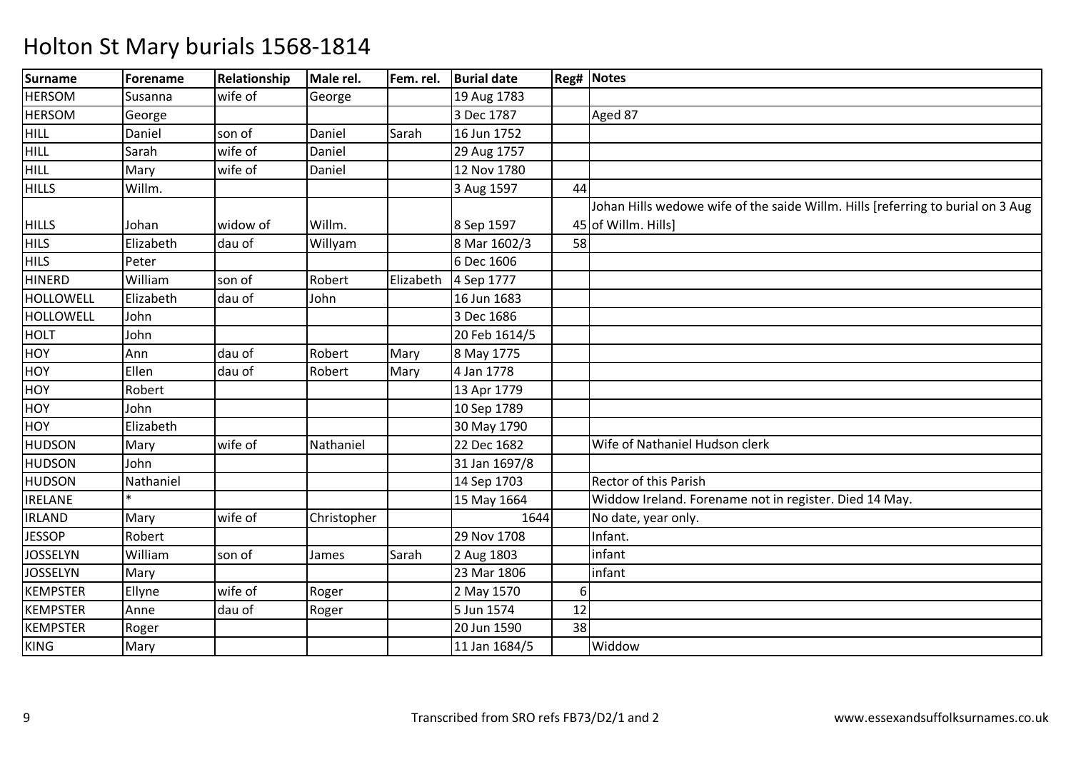# Holton St Mary burials 1568-1814

| Surname | Forename | Relationship | Male rel. | Fem. rel. | Burial date | Reg# | Notes |
|---|---|---|---|---|---|---|---|
| HERSOM | Susanna | wife of | George | | 19 Aug 1783 | | |
| HERSOM | George | | | | 3 Dec 1787 | | Aged 87 |
| HILL | Daniel | son of | Daniel | Sarah | 16 Jun 1752 | | |
| HILL | Sarah | wife of | Daniel | | 29 Aug 1757 | | |
| HILL | Mary | wife of | Daniel | | 12 Nov 1780 | | |
| HILLS | Willm. | | | | 3 Aug 1597 | 44 | |
| HILLS | Johan | widow of | Willm. | | 8 Sep 1597 | 45 | Johan Hills wedowe wife of the saide Willm. Hills [referring to burial on 3 Aug of Willm. Hills] |
| HILS | Elizabeth | dau of | Willyam | | 8 Mar 1602/3 | 58 | |
| HILS | Peter | | | | 6 Dec 1606 | | |
| HINERD | William | son of | Robert | Elizabeth | 4 Sep 1777 | | |
| HOLLOWELL | Elizabeth | dau of | John | | 16 Jun 1683 | | |
| HOLLOWELL | John | | | | 3 Dec 1686 | | |
| HOLT | John | | | | 20 Feb 1614/5 | | |
| HOY | Ann | dau of | Robert | Mary | 8 May 1775 | | |
| HOY | Ellen | dau of | Robert | Mary | 4 Jan 1778 | | |
| HOY | Robert | | | | 13 Apr 1779 | | |
| HOY | John | | | | 10 Sep 1789 | | |
| HOY | Elizabeth | | | | 30 May 1790 | | |
| HUDSON | Mary | wife of | Nathaniel | | 22 Dec 1682 | | Wife of Nathaniel Hudson clerk |
| HUDSON | John | | | | 31 Jan 1697/8 | | |
| HUDSON | Nathaniel | | | | 14 Sep 1703 | | Rector of this Parish |
| IRELANE | * | | | | 15 May 1664 | | Widdow Ireland. Forename not in register. Died 14 May. |
| IRLAND | Mary | wife of | Christopher | | 1644 | | No date, year only. |
| JESSOP | Robert | | | | 29 Nov 1708 | | Infant. |
| JOSSELYN | William | son of | James | Sarah | 2 Aug 1803 | | infant |
| JOSSELYN | Mary | | | | 23 Mar 1806 | | infant |
| KEMPSTER | Ellyne | wife of | Roger | | 2 May 1570 | 6 | |
| KEMPSTER | Anne | dau of | Roger | | 5 Jun 1574 | 12 | |
| KEMPSTER | Roger | | | | 20 Jun 1590 | 38 | |
| KING | Mary | | | | 11 Jan 1684/5 | | Widdow |

Transcribed from SRO refs FB73/D2/1 and 2 www.essexandsuffolksurnames.co.uk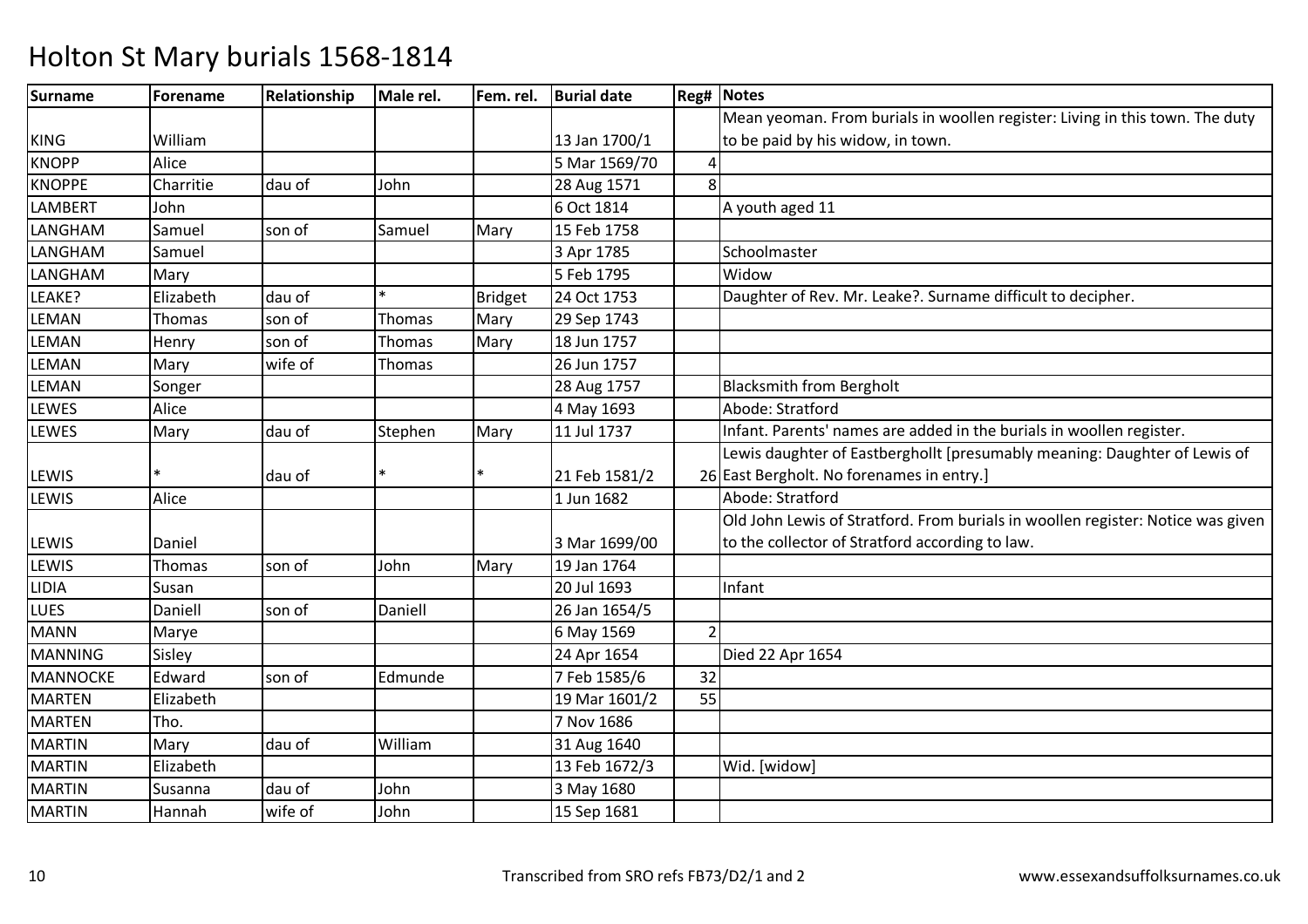# Holton St Mary burials 1568-1814

| Surname | Forename | Relationship | Male rel. | Fem. rel. | Burial date | Reg# | Notes |
|---|---|---|---|---|---|---|---|
| KING | William | | | | 13 Jan 1700/1 | | Mean yeoman. From burials in woollen register: Living in this town. The duty to be paid by his widow, in town. |
| KNOPP | Alice | | | | 5 Mar 1569/70 | 4 | |
| KNOPPE | Charritie | dau of | John | | 28 Aug 1571 | 8 | |
| LAMBERT | John | | | | 6 Oct 1814 | | A youth aged 11 |
| LANGHAM | Samuel | son of | Samuel | Mary | 15 Feb 1758 | | |
| LANGHAM | Samuel | | | | 3 Apr 1785 | | Schoolmaster |
| LANGHAM | Mary | | | | 5 Feb 1795 | | Widow |
| LEAKE? | Elizabeth | dau of | * | Bridget | 24 Oct 1753 | | Daughter of Rev. Mr. Leake?. Surname difficult to decipher. |
| LEMAN | Thomas | son of | Thomas | Mary | 29 Sep 1743 | | |
| LEMAN | Henry | son of | Thomas | Mary | 18 Jun 1757 | | |
| LEMAN | Mary | wife of | Thomas | | 26 Jun 1757 | | |
| LEMAN | Songer | | | | 28 Aug 1757 | | Blacksmith from Bergholt |
| LEWES | Alice | | | | 4 May 1693 | | Abode: Stratford |
| LEWES | Mary | dau of | Stephen | Mary | 11 Jul 1737 | | Infant. Parents' names are added in the burials in woollen register. |
| LEWIS | * | dau of | * | * | 21 Feb 1581/2 | 26 | Lewis daughter of Eastbergholtt [presumably meaning: Daughter of Lewis of East Bergholt. No forenames in entry.] |
| LEWIS | Alice | | | | 1 Jun 1682 | | Abode: Stratford |
| LEWIS | Daniel | | | | 3 Mar 1699/00 | | Old John Lewis of Stratford. From burials in woollen register: Notice was given to the collector of Stratford according to law. |
| LEWIS | Thomas | son of | John | Mary | 19 Jan 1764 | | |
| LIDIA | Susan | | | | 20 Jul 1693 | | Infant |
| LUES | Daniell | son of | Daniell | | 26 Jan 1654/5 | | |
| MANN | Marye | | | | 6 May 1569 | 2 | |
| MANNING | Sisley | | | | 24 Apr 1654 | | Died 22 Apr 1654 |
| MANNOCKE | Edward | son of | Edmunde | | 7 Feb 1585/6 | 32 | |
| MARTEN | Elizabeth | | | | 19 Mar 1601/2 | 55 | |
| MARTEN | Tho. | | | | 7 Nov 1686 | | |
| MARTIN | Mary | dau of | William | | 31 Aug 1640 | | |
| MARTIN | Elizabeth | | | | 13 Feb 1672/3 | | Wid. [widow] |
| MARTIN | Susanna | dau of | John | | 3 May 1680 | | |
| MARTIN | Hannah | wife of | John | | 15 Sep 1681 | | |

Transcribed from SRO refs FB73/D2/1 and 2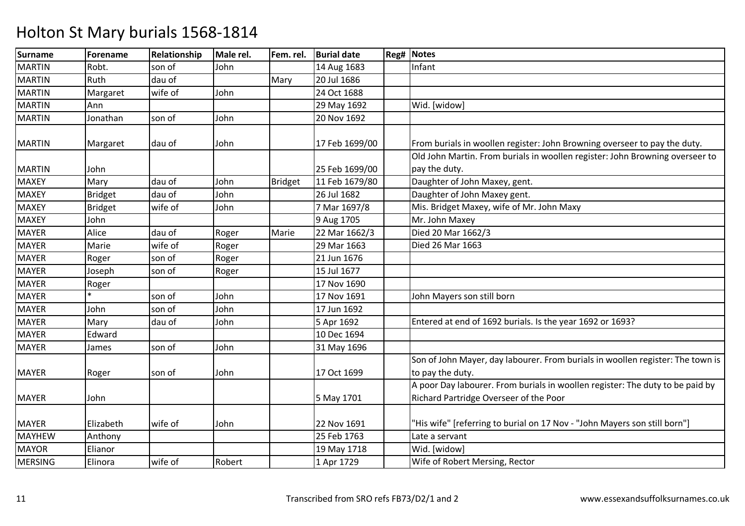# Holton St Mary burials 1568-1814

| Surname | Forename | Relationship | Male rel. | Fem. rel. | Burial date | Reg# | Notes |
|---|---|---|---|---|---|---|---|
| MARTIN | Robt. | son of | John | | 14 Aug 1683 | | Infant |
| MARTIN | Ruth | dau of | | Mary | 20 Jul 1686 | | |
| MARTIN | Margaret | wife of | John | | 24 Oct 1688 | | |
| MARTIN | Ann | | | | 29 May 1692 | | Wid. [widow] |
| MARTIN | Jonathan | son of | John | | 20 Nov 1692 | | |
| MARTIN | Margaret | dau of | John | | 17 Feb 1699/00 | | From burials in woollen register: John Browning overseer to pay the duty. |
| MARTIN | John | | | | 25 Feb 1699/00 | | Old John Martin. From burials in woollen register: John Browning overseer to pay the duty. |
| MAXEY | Mary | dau of | John | Bridget | 11 Feb 1679/80 | | Daughter of John Maxey, gent. |
| MAXEY | Bridget | dau of | John | | 26 Jul 1682 | | Daughter of John Maxey gent. |
| MAXEY | Bridget | wife of | John | | 7 Mar 1697/8 | | Mis. Bridget Maxey, wife of Mr. John Maxy |
| MAXEY | John | | | | 9 Aug 1705 | | Mr. John Maxey |
| MAYER | Alice | dau of | Roger | Marie | 22 Mar 1662/3 | | Died 20 Mar 1662/3 |
| MAYER | Marie | wife of | Roger | | 29 Mar 1663 | | Died 26 Mar 1663 |
| MAYER | Roger | son of | Roger | | 21 Jun 1676 | | |
| MAYER | Joseph | son of | Roger | | 15 Jul 1677 | | |
| MAYER | Roger | | | | 17 Nov 1690 | | |
| MAYER | * | son of | John | | 17 Nov 1691 | | John Mayers son still born |
| MAYER | John | son of | John | | 17 Jun 1692 | | |
| MAYER | Mary | dau of | John | | 5 Apr 1692 | | Entered at end of 1692 burials. Is the year 1692 or 1693? |
| MAYER | Edward | | | | 10 Dec 1694 | | |
| MAYER | James | son of | John | | 31 May 1696 | | |
| MAYER | Roger | son of | John | | 17 Oct 1699 | | Son of John Mayer, day labourer. From burials in woollen register: The town is to pay the duty. |
| MAYER | John | | | | 5 May 1701 | | A poor Day labourer. From burials in woollen register: The duty to be paid by Richard Partridge Overseer of the Poor |
| MAYER | Elizabeth | wife of | John | | 22 Nov 1691 | | "His wife" [referring to burial on 17 Nov - "John Mayers son still born"] |
| MAYHEW | Anthony | | | | 25 Feb 1763 | | Late a servant |
| MAYOR | Elianor | | | | 19 May 1718 | | Wid. [widow] |
| MERSING | Elinora | wife of | Robert | | 1 Apr 1729 | | Wife of Robert Mersing, Rector |

Transcribed from SRO refs FB73/D2/1 and 2 www.essexandsuffolksurnames.co.uk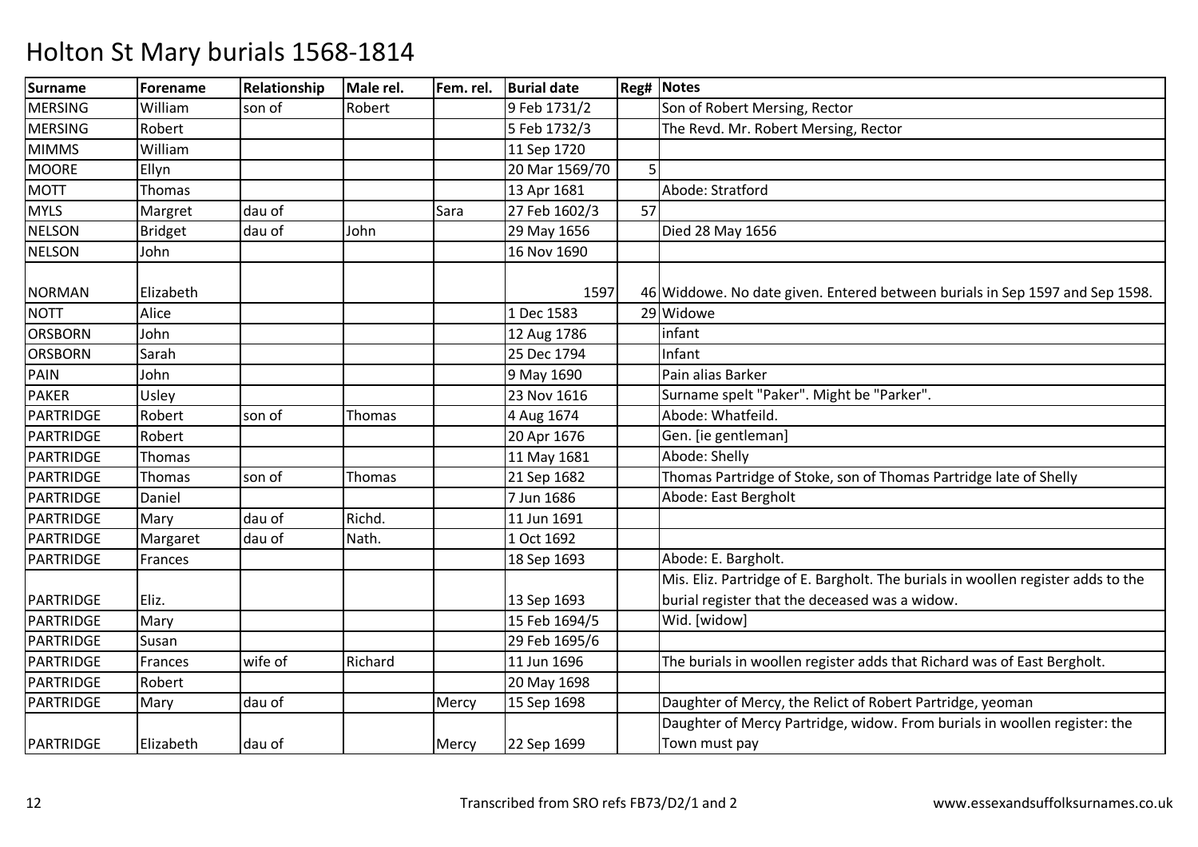# Holton St Mary burials 1568-1814

| Surname | Forename | Relationship | Male rel. | Fem. rel. | Burial date | Reg# | Notes |
|---|---|---|---|---|---|---|---|
| MERSING | William | son of | Robert | | 9 Feb 1731/2 | | Son of Robert Mersing, Rector |
| MERSING | Robert | | | | 5 Feb 1732/3 | | The Revd. Mr. Robert Mersing, Rector |
| MIMMS | William | | | | 11 Sep 1720 | | |
| MOORE | Ellyn | | | | 20 Mar 1569/70 | 5 | |
| MOTT | Thomas | | | | 13 Apr 1681 | | Abode: Stratford |
| MYLS | Margret | dau of | | Sara | 27 Feb 1602/3 | 57 | |
| NELSON | Bridget | dau of | John | | 29 May 1656 | | Died 28 May 1656 |
| NELSON | John | | | | 16 Nov 1690 | | |
| NORMAN | Elizabeth | | | | 1597 | 46 | Widdowe. No date given. Entered between burials in Sep 1597 and Sep 1598. |
| NOTT | Alice | | | | 1 Dec 1583 | 29 | Widowe |
| ORSBORN | John | | | | 12 Aug 1786 | | infant |
| ORSBORN | Sarah | | | | 25 Dec 1794 | | Infant |
| PAIN | John | | | | 9 May 1690 | | Pain alias Barker |
| PAKER | Usley | | | | 23 Nov 1616 | | Surname spelt "Paker". Might be "Parker". |
| PARTRIDGE | Robert | son of | Thomas | | 4 Aug 1674 | | Abode: Whatfeild. |
| PARTRIDGE | Robert | | | | 20 Apr 1676 | | Gen. [ie gentleman] |
| PARTRIDGE | Thomas | | | | 11 May 1681 | | Abode: Shelly |
| PARTRIDGE | Thomas | son of | Thomas | | 21 Sep 1682 | | Thomas Partridge of Stoke, son of Thomas Partridge late of Shelly |
| PARTRIDGE | Daniel | | | | 7 Jun 1686 | | Abode: East Bergholt |
| PARTRIDGE | Mary | dau of | Richd. | | 11 Jun 1691 | | |
| PARTRIDGE | Margaret | dau of | Nath. | | 1 Oct 1692 | | |
| PARTRIDGE | Frances | | | | 18 Sep 1693 | | Abode: E. Bargholt. |
| PARTRIDGE | Eliz. | | | | 13 Sep 1693 | | Mis. Eliz. Partridge of E. Bargholt. The burials in woollen register adds to the burial register that the deceased was a widow. |
| PARTRIDGE | Mary | | | | 15 Feb 1694/5 | | Wid. [widow] |
| PARTRIDGE | Susan | | | | 29 Feb 1695/6 | | |
| PARTRIDGE | Frances | wife of | Richard | | 11 Jun 1696 | | The burials in woollen register adds that Richard was of East Bergholt. |
| PARTRIDGE | Robert | | | | 20 May 1698 | | |
| PARTRIDGE | Mary | dau of | | Mercy | 15 Sep 1698 | | Daughter of Mercy, the Relict of Robert Partridge, yeoman |
| PARTRIDGE | Elizabeth | dau of | | Mercy | 22 Sep 1699 | | Daughter of Mercy Partridge, widow. From burials in woollen register: the Town must pay |

Transcribed from SRO refs FB73/D2/1 and 2

www.essexandsuffolksurnames.co.uk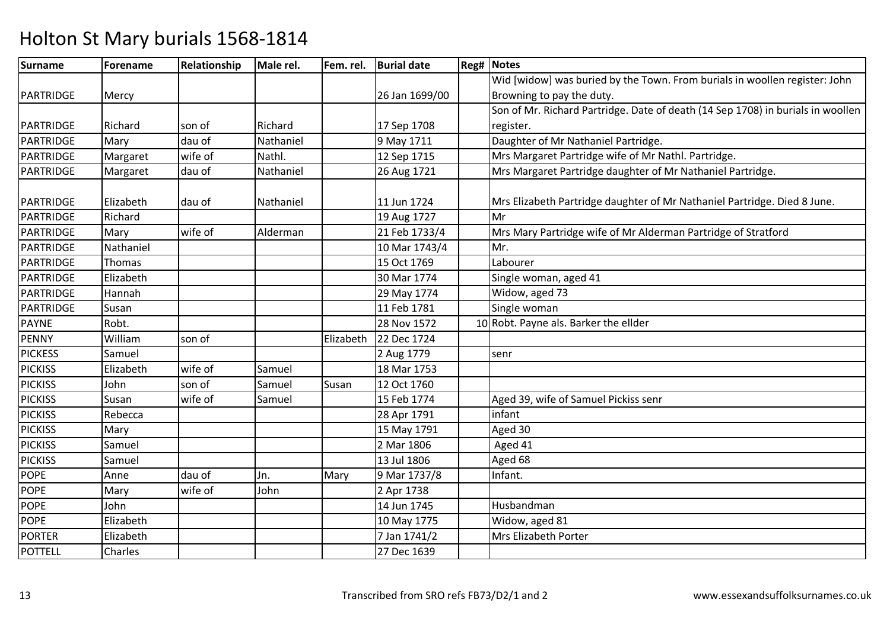# Holton St Mary burials 1568-1814

| Surname | Forename | Relationship | Male rel. | Fem. rel. | Burial date | Reg# | Notes |
|---|---|---|---|---|---|---|---|
| PARTRIDGE | Mercy | | | | 26 Jan 1699/00 | | Wid [widow] was buried by the Town. From burials in woollen register: John Browning to pay the duty. |
| PARTRIDGE | Richard | son of | Richard | | 17 Sep 1708 | | Son of Mr. Richard Partridge. Date of death (14 Sep 1708) in burials in woollen register. |
| PARTRIDGE | Mary | dau of | Nathaniel | | 9 May 1711 | | Daughter of Mr Nathaniel Partridge. |
| PARTRIDGE | Margaret | wife of | Nathl. | | 12 Sep 1715 | | Mrs Margaret Partridge wife of Mr Nathl. Partridge. |
| PARTRIDGE | Margaret | dau of | Nathaniel | | 26 Aug 1721 | | Mrs Margaret Partridge daughter of Mr Nathaniel Partridge. |
| PARTRIDGE | Elizabeth | dau of | Nathaniel | | 11 Jun 1724 | | Mrs Elizabeth Partridge daughter of Mr Nathaniel Partridge. Died 8 June. |
| PARTRIDGE | Richard | | | | 19 Aug 1727 | | Mr |
| PARTRIDGE | Mary | wife of | Alderman | | 21 Feb 1733/4 | | Mrs Mary Partridge wife of Mr Alderman Partridge of Stratford |
| PARTRIDGE | Nathaniel | | | | 10 Mar 1743/4 | | Mr. |
| PARTRIDGE | Thomas | | | | 15 Oct 1769 | | Labourer |
| PARTRIDGE | Elizabeth | | | | 30 Mar 1774 | | Single woman, aged 41 |
| PARTRIDGE | Hannah | | | | 29 May 1774 | | Widow, aged 73 |
| PARTRIDGE | Susan | | | | 11 Feb 1781 | | Single woman |
| PAYNE | Robt. | | | | 28 Nov 1572 | 10 | Robt. Payne als. Barker the ellder |
| PENNY | William | son of | | Elizabeth | 22 Dec 1724 | | |
| PICKESS | Samuel | | | | 2 Aug 1779 | | senr |
| PICKISS | Elizabeth | wife of | Samuel | | 18 Mar 1753 | | |
| PICKISS | John | son of | Samuel | Susan | 12 Oct 1760 | | |
| PICKISS | Susan | wife of | Samuel | | 15 Feb 1774 | | Aged 39, wife of Samuel Pickiss senr |
| PICKISS | Rebecca | | | | 28 Apr 1791 | | infant |
| PICKISS | Mary | | | | 15 May 1791 | | Aged 30 |
| PICKISS | Samuel | | | | 2 Mar 1806 | | Aged 41 |
| PICKISS | Samuel | | | | 13 Jul 1806 | | Aged 68 |
| POPE | Anne | dau of | Jn. | Mary | 9 Mar 1737/8 | | Infant. |
| POPE | Mary | wife of | John | | 2 Apr 1738 | | |
| POPE | John | | | | 14 Jun 1745 | | Husbandman |
| POPE | Elizabeth | | | | 10 May 1775 | | Widow, aged 81 |
| PORTER | Elizabeth | | | | 7 Jan 1741/2 | | Mrs Elizabeth Porter |
| POTTELL | Charles | | | | 27 Dec 1639 | | |

Transcribed from SRO refs FB73/D2/1 and 2

www.essexandsuffolksurnames.co.uk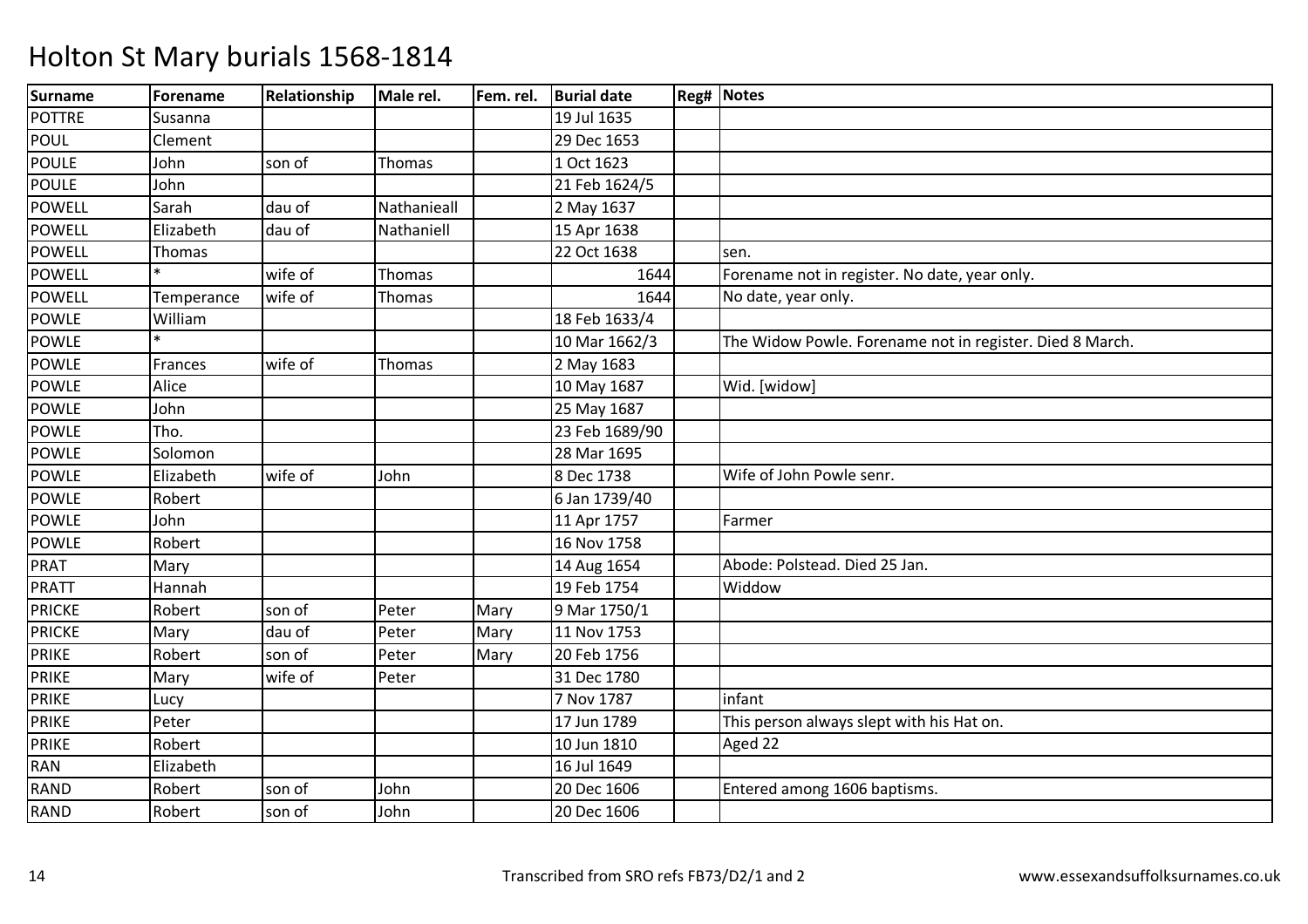# Holton St Mary burials 1568-1814

| Surname | Forename | Relationship | Male rel. | Fem. rel. | Burial date | Reg# | Notes |
|---|---|---|---|---|---|---|---|
| POTTRE | Susanna | | | | 19 Jul 1635 | | |
| POUL | Clement | | | | 29 Dec 1653 | | |
| POULE | John | son of | Thomas | | 1 Oct 1623 | | |
| POULE | John | | | | 21 Feb 1624/5 | | |
| POWELL | Sarah | dau of | Nathanieall | | 2 May 1637 | | |
| POWELL | Elizabeth | dau of | Nathaniell | | 15 Apr 1638 | | |
| POWELL | Thomas | | | | 22 Oct 1638 | | sen. |
| POWELL | * | wife of | Thomas | | 1644 | | Forename not in register. No date, year only. |
| POWELL | Temperance | wife of | Thomas | | 1644 | | No date, year only. |
| POWLE | William | | | | 18 Feb 1633/4 | | |
| POWLE | * | | | | 10 Mar 1662/3 | | The Widow Powle. Forename not in register. Died 8 March. |
| POWLE | Frances | wife of | Thomas | | 2 May 1683 | | |
| POWLE | Alice | | | | 10 May 1687 | | Wid. [widow] |
| POWLE | John | | | | 25 May 1687 | | |
| POWLE | Tho. | | | | 23 Feb 1689/90 | | |
| POWLE | Solomon | | | | 28 Mar 1695 | | |
| POWLE | Elizabeth | wife of | John | | 8 Dec 1738 | | Wife of John Powle senr. |
| POWLE | Robert | | | | 6 Jan 1739/40 | | |
| POWLE | John | | | | 11 Apr 1757 | | Farmer |
| POWLE | Robert | | | | 16 Nov 1758 | | |
| PRAT | Mary | | | | 14 Aug 1654 | | Abode: Polstead. Died 25 Jan. |
| PRATT | Hannah | | | | 19 Feb 1754 | | Widdow |
| PRICKE | Robert | son of | Peter | Mary | 9 Mar 1750/1 | | |
| PRICKE | Mary | dau of | Peter | Mary | 11 Nov 1753 | | |
| PRIKE | Robert | son of | Peter | Mary | 20 Feb 1756 | | |
| PRIKE | Mary | wife of | Peter | | 31 Dec 1780 | | |
| PRIKE | Lucy | | | | 7 Nov 1787 | | infant |
| PRIKE | Peter | | | | 17 Jun 1789 | | This person always slept with his Hat on. |
| PRIKE | Robert | | | | 10 Jun 1810 | | Aged 22 |
| RAN | Elizabeth | | | | 16 Jul 1649 | | |
| RAND | Robert | son of | John | | 20 Dec 1606 | | Entered among 1606 baptisms. |
| RAND | Robert | son of | John | | 20 Dec 1606 | | |

Transcribed from SRO refs FB73/D2/1 and 2 www.essexandsuffolksurnames.co.uk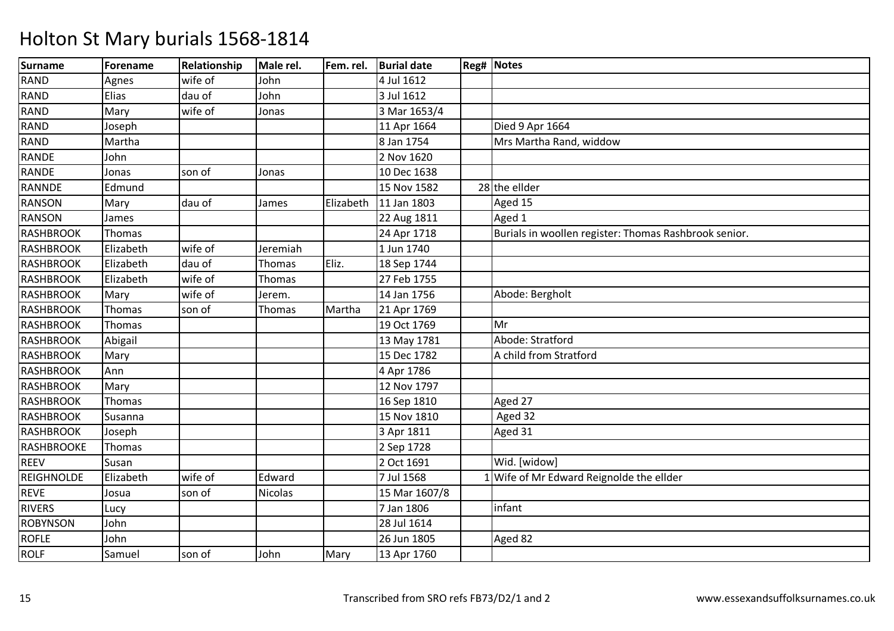# Holton St Mary burials 1568-1814

| Surname | Forename | Relationship | Male rel. | Fem. rel. | Burial date | Reg# | Notes |
|---|---|---|---|---|---|---|---|
| RAND | Agnes | wife of | John | | 4 Jul 1612 | | |
| RAND | Elias | dau of | John | | 3 Jul 1612 | | |
| RAND | Mary | wife of | Jonas | | 3 Mar 1653/4 | | |
| RAND | Joseph | | | | 11 Apr 1664 | | Died 9 Apr 1664 |
| RAND | Martha | | | | 8 Jan 1754 | | Mrs Martha Rand, widdow |
| RANDE | John | | | | 2 Nov 1620 | | |
| RANDE | Jonas | son of | Jonas | | 10 Dec 1638 | | |
| RANNDE | Edmund | | | | 15 Nov 1582 | 28 | the ellder |
| RANSON | Mary | dau of | James | Elizabeth | 11 Jan 1803 | | Aged 15 |
| RANSON | James | | | | 22 Aug 1811 | | Aged 1 |
| RASHBROOK | Thomas | | | | 24 Apr 1718 | | Burials in woollen register: Thomas Rashbrook senior. |
| RASHBROOK | Elizabeth | wife of | Jeremiah | | 1 Jun 1740 | | |
| RASHBROOK | Elizabeth | dau of | Thomas | Eliz. | 18 Sep 1744 | | |
| RASHBROOK | Elizabeth | wife of | Thomas | | 27 Feb 1755 | | |
| RASHBROOK | Mary | wife of | Jerem. | | 14 Jan 1756 | | Abode: Bergholt |
| RASHBROOK | Thomas | son of | Thomas | Martha | 21 Apr 1769 | | |
| RASHBROOK | Thomas | | | | 19 Oct 1769 | | Mr |
| RASHBROOK | Abigail | | | | 13 May 1781 | | Abode: Stratford |
| RASHBROOK | Mary | | | | 15 Dec 1782 | | A child from Stratford |
| RASHBROOK | Ann | | | | 4 Apr 1786 | | |
| RASHBROOK | Mary | | | | 12 Nov 1797 | | |
| RASHBROOK | Thomas | | | | 16 Sep 1810 | | Aged 27 |
| RASHBROOK | Susanna | | | | 15 Nov 1810 | | Aged 32 |
| RASHBROOK | Joseph | | | | 3 Apr 1811 | | Aged 31 |
| RASHBROOKE | Thomas | | | | 2 Sep 1728 | | |
| REEV | Susan | | | | 2 Oct 1691 | | Wid. [widow] |
| REIGHNOLDE | Elizabeth | wife of | Edward | | 7 Jul 1568 | 1 | Wife of Mr Edward Reignolde the ellder |
| REVE | Josua | son of | Nicolas | | 15 Mar 1607/8 | | |
| RIVERS | Lucy | | | | 7 Jan 1806 | | infant |
| ROBYNSON | John | | | | 28 Jul 1614 | | |
| ROFLE | John | | | | 26 Jun 1805 | | Aged 82 |
| ROLF | Samuel | son of | John | Mary | 13 Apr 1760 | | |

Transcribed from SRO refs FB73/D2/1 and 2

www.essexandsuffolksurnames.co.uk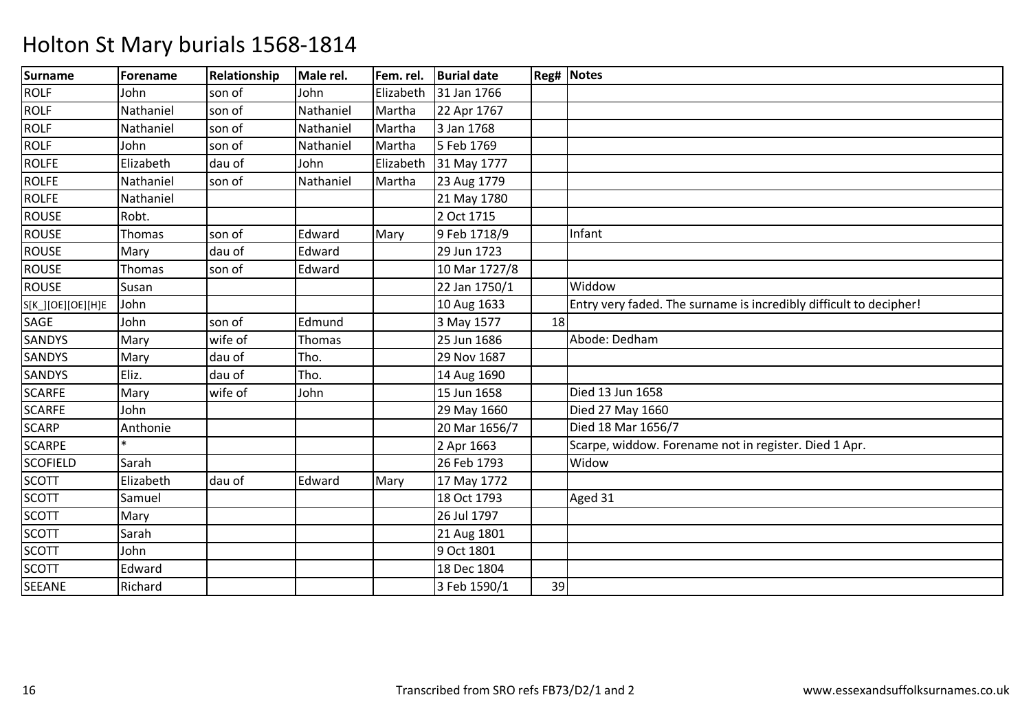# Holton St Mary burials 1568-1814

| Surname | Forename | Relationship | Male rel. | Fem. rel. | Burial date | Reg# | Notes |
|---|---|---|---|---|---|---|---|
| ROLF | John | son of | John | Elizabeth | 31 Jan 1766 | | |
| ROLF | Nathaniel | son of | Nathaniel | Martha | 22 Apr 1767 | | |
| ROLF | Nathaniel | son of | Nathaniel | Martha | 3 Jan 1768 | | |
| ROLF | John | son of | Nathaniel | Martha | 5 Feb 1769 | | |
| ROLFE | Elizabeth | dau of | John | Elizabeth | 31 May 1777 | | |
| ROLFE | Nathaniel | son of | Nathaniel | Martha | 23 Aug 1779 | | |
| ROLFE | Nathaniel | | | | 21 May 1780 | | |
| ROUSE | Robt. | | | | 2 Oct 1715 | | |
| ROUSE | Thomas | son of | Edward | Mary | 9 Feb 1718/9 | | Infant |
| ROUSE | Mary | dau of | Edward | | 29 Jun 1723 | | |
| ROUSE | Thomas | son of | Edward | | 10 Mar 1727/8 | | |
| ROUSE | Susan | | | | 22 Jan 1750/1 | | Widdow |
| S[K_][OE][OE][H]E | John | | | | 10 Aug 1633 | | Entry very faded. The surname is incredibly difficult to decipher! |
| SAGE | John | son of | Edmund | | 3 May 1577 | 18 | |
| SANDYS | Mary | wife of | Thomas | | 25 Jun 1686 | | Abode: Dedham |
| SANDYS | Mary | dau of | Tho. | | 29 Nov 1687 | | |
| SANDYS | Eliz. | dau of | Tho. | | 14 Aug 1690 | | |
| SCARFE | Mary | wife of | John | | 15 Jun 1658 | | Died 13 Jun 1658 |
| SCARFE | John | | | | 29 May 1660 | | Died 27 May 1660 |
| SCARP | Anthonie | | | | 20 Mar 1656/7 | | Died 18 Mar 1656/7 |
| SCARPE | * | | | | 2 Apr 1663 | | Scarpe, widdow. Forename not in register. Died 1 Apr. |
| SCOFIELD | Sarah | | | | 26 Feb 1793 | | Widow |
| SCOTT | Elizabeth | dau of | Edward | Mary | 17 May 1772 | | |
| SCOTT | Samuel | | | | 18 Oct 1793 | | Aged 31 |
| SCOTT | Mary | | | | 26 Jul 1797 | | |
| SCOTT | Sarah | | | | 21 Aug 1801 | | |
| SCOTT | John | | | | 9 Oct 1801 | | |
| SCOTT | Edward | | | | 18 Dec 1804 | | |
| SEEANE | Richard | | | | 3 Feb 1590/1 | 39 | |

Transcribed from SRO refs FB73/D2/1 and 2

www.essexandsuffolksurnames.co.uk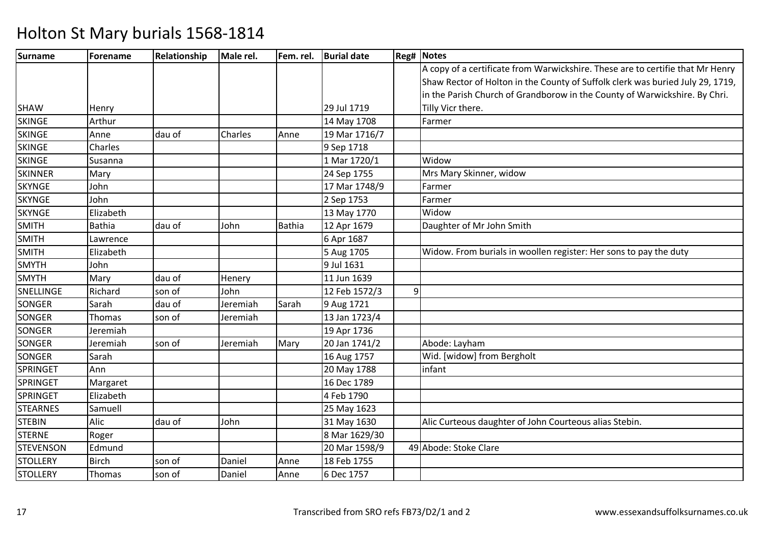# Holton St Mary burials 1568-1814

| Surname | Forename | Relationship | Male rel. | Fem. rel. | Burial date | Reg# | Notes |
|---|---|---|---|---|---|---|---|
| SHAW | Henry | | | | 29 Jul 1719 | | A copy of a certificate from Warwickshire. These are to certifie that Mr Henry Shaw Rector of Holton in the County of Suffolk clerk was buried July 29, 1719, in the Parish Church of Grandborow in the County of Warwickshire. By Chri. Tilly Vicr there. |
| SKINGE | Arthur | | | | 14 May 1708 | | Farmer |
| SKINGE | Anne | dau of | Charles | Anne | 19 Mar 1716/7 | | |
| SKINGE | Charles | | | | 9 Sep 1718 | | |
| SKINGE | Susanna | | | | 1 Mar 1720/1 | | Widow |
| SKINNER | Mary | | | | 24 Sep 1755 | | Mrs Mary Skinner, widow |
| SKYNGE | John | | | | 17 Mar 1748/9 | | Farmer |
| SKYNGE | John | | | | 2 Sep 1753 | | Farmer |
| SKYNGE | Elizabeth | | | | 13 May 1770 | | Widow |
| SMITH | Bathia | dau of | John | Bathia | 12 Apr 1679 | | Daughter of Mr John Smith |
| SMITH | Lawrence | | | | 6 Apr 1687 | | |
| SMITH | Elizabeth | | | | 5 Aug 1705 | | Widow. From burials in woollen register: Her sons to pay the duty |
| SMYTH | John | | | | 9 Jul 1631 | | |
| SMYTH | Mary | dau of | Henery | | 11 Jun 1639 | | |
| SNELLINGE | Richard | son of | John | | 12 Feb 1572/3 | 9 | |
| SONGER | Sarah | dau of | Jeremiah | Sarah | 9 Aug 1721 | | |
| SONGER | Thomas | son of | Jeremiah | | 13 Jan 1723/4 | | |
| SONGER | Jeremiah | | | | 19 Apr 1736 | | |
| SONGER | Jeremiah | son of | Jeremiah | Mary | 20 Jan 1741/2 | | Abode: Layham |
| SONGER | Sarah | | | | 16 Aug 1757 | | Wid. [widow] from Bergholt |
| SPRINGET | Ann | | | | 20 May 1788 | | infant |
| SPRINGET | Margaret | | | | 16 Dec 1789 | | |
| SPRINGET | Elizabeth | | | | 4 Feb 1790 | | |
| STEARNES | Samuell | | | | 25 May 1623 | | |
| STEBIN | Alic | dau of | John | | 31 May 1630 | | Alic Curteous daughter of John Courteous alias Stebin. |
| STERNE | Roger | | | | 8 Mar 1629/30 | | |
| STEVENSON | Edmund | | | | 20 Mar 1598/9 | 49 | Abode: Stoke Clare |
| STOLLERY | Birch | son of | Daniel | Anne | 18 Feb 1755 | | |
| STOLLERY | Thomas | son of | Daniel | Anne | 6 Dec 1757 | | |

Transcribed from SRO refs FB73/D2/1 and 2 www.essexandsuffolksurnames.co.uk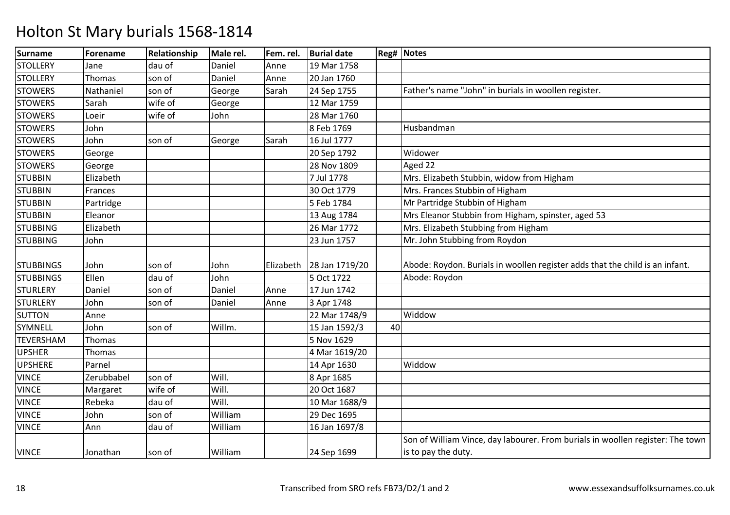# Holton St Mary burials 1568-1814

| Surname | Forename | Relationship | Male rel. | Fem. rel. | Burial date | Reg# | Notes |
|---|---|---|---|---|---|---|---|
| STOLLERY | Jane | dau of | Daniel | Anne | 19 Mar 1758 | | |
| STOLLERY | Thomas | son of | Daniel | Anne | 20 Jan 1760 | | |
| STOWERS | Nathaniel | son of | George | Sarah | 24 Sep 1755 | | Father's name "John" in burials in woollen register. |
| STOWERS | Sarah | wife of | George | | 12 Mar 1759 | | |
| STOWERS | Loeir | wife of | John | | 28 Mar 1760 | | |
| STOWERS | John | | | | 8 Feb 1769 | | Husbandman |
| STOWERS | John | son of | George | Sarah | 16 Jul 1777 | | |
| STOWERS | George | | | | 20 Sep 1792 | | Widower |
| STOWERS | George | | | | 28 Nov 1809 | | Aged 22 |
| STUBBIN | Elizabeth | | | | 7 Jul 1778 | | Mrs. Elizabeth Stubbin, widow from Higham |
| STUBBIN | Frances | | | | 30 Oct 1779 | | Mrs. Frances Stubbin of Higham |
| STUBBIN | Partridge | | | | 5 Feb 1784 | | Mr Partridge Stubbin of Higham |
| STUBBIN | Eleanor | | | | 13 Aug 1784 | | Mrs Eleanor Stubbin from Higham, spinster, aged 53 |
| STUBBING | Elizabeth | | | | 26 Mar 1772 | | Mrs. Elizabeth Stubbing from Higham |
| STUBBING | John | | | | 23 Jun 1757 | | Mr. John Stubbing from Roydon |
| STUBBINGS | John | son of | John | Elizabeth | 28 Jan 1719/20 | | Abode: Roydon. Burials in woollen register adds that the child is an infant. |
| STUBBINGS | Ellen | dau of | John | | 5 Oct 1722 | | Abode: Roydon |
| STURLERY | Daniel | son of | Daniel | Anne | 17 Jun 1742 | | |
| STURLERY | John | son of | Daniel | Anne | 3 Apr 1748 | | |
| SUTTON | Anne | | | | 22 Mar 1748/9 | | Widdow |
| SYMNELL | John | son of | Willm. | | 15 Jan 1592/3 | 40 | |
| TEVERSHAM | Thomas | | | | 5 Nov 1629 | | |
| UPSHER | Thomas | | | | 4 Mar 1619/20 | | |
| UPSHERE | Parnel | | | | 14 Apr 1630 | | Widdow |
| VINCE | Zerubbabel | son of | Will. | | 8 Apr 1685 | | |
| VINCE | Margaret | wife of | Will. | | 20 Oct 1687 | | |
| VINCE | Rebeka | dau of | Will. | | 10 Mar 1688/9 | | |
| VINCE | John | son of | William | | 29 Dec 1695 | | |
| VINCE | Ann | dau of | William | | 16 Jan 1697/8 | | |
| VINCE | Jonathan | son of | William | | 24 Sep 1699 | | Son of William Vince, day labourer. From burials in woollen register: The town is to pay the duty. |

Transcribed from SRO refs FB73/D2/1 and 2 www.essexandsuffolksurnames.co.uk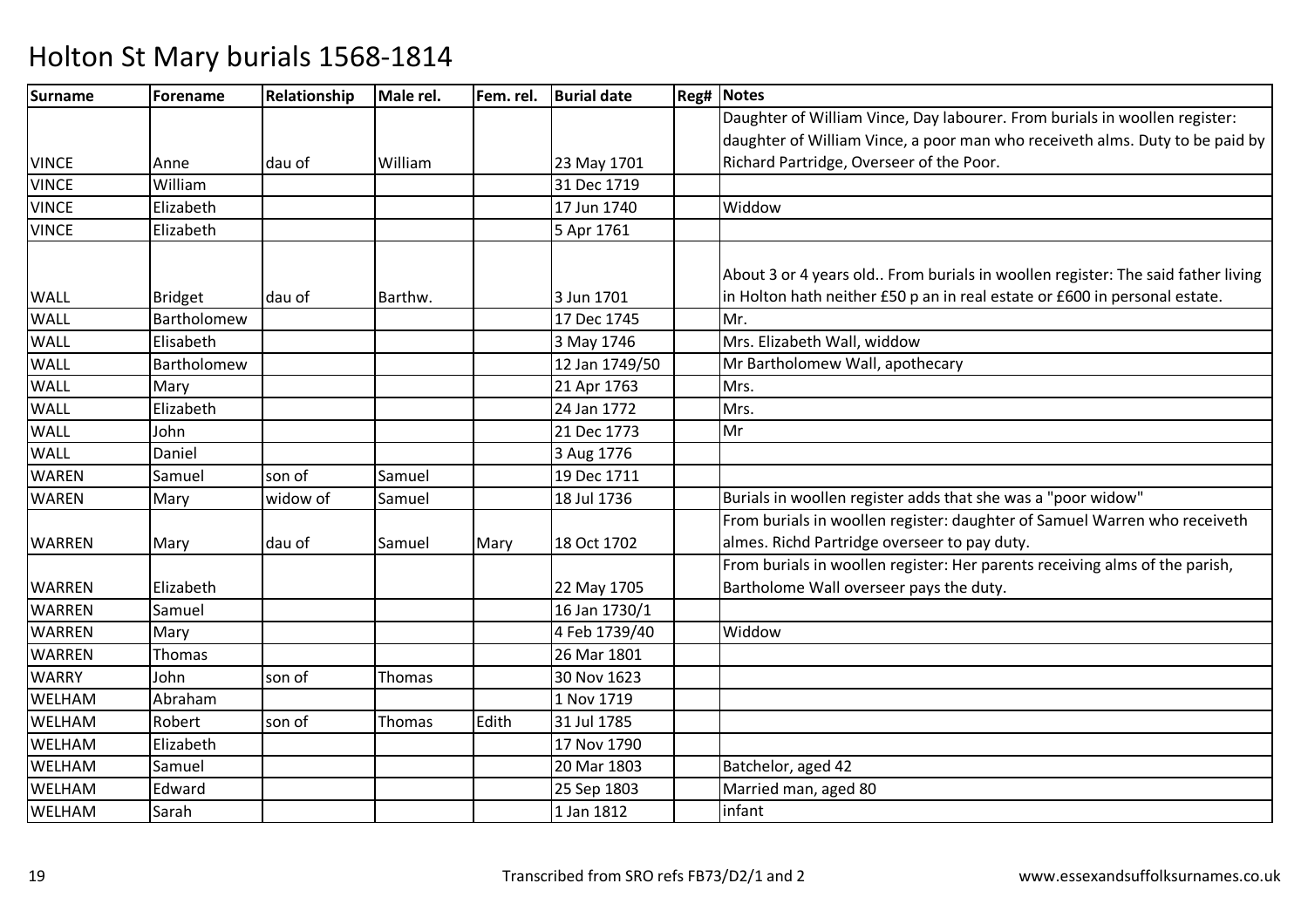# Holton St Mary burials 1568-1814

| Surname | Forename | Relationship | Male rel. | Fem. rel. | Burial date | Reg# | Notes |
|---|---|---|---|---|---|---|---|
| VINCE | Anne | dau of | William | | 23 May 1701 | | Daughter of William Vince, Day labourer. From burials in woollen register: daughter of William Vince, a poor man who receiveth alms. Duty to be paid by Richard Partridge, Overseer of the Poor. |
| VINCE | William | | | | 31 Dec 1719 | | |
| VINCE | Elizabeth | | | | 17 Jun 1740 | | Widdow |
| VINCE | Elizabeth | | | | 5 Apr 1761 | | |
| WALL | Bridget | dau of | Barthw. | | 3 Jun 1701 | | About 3 or 4 years old.. From burials in woollen register: The said father living in Holton hath neither £50 p an in real estate or £600 in personal estate. |
| WALL | Bartholomew | | | | 17 Dec 1745 | | Mr. |
| WALL | Elisabeth | | | | 3 May 1746 | | Mrs. Elizabeth Wall, widdow |
| WALL | Bartholomew | | | | 12 Jan 1749/50 | | Mr Bartholomew Wall, apothecary |
| WALL | Mary | | | | 21 Apr 1763 | | Mrs. |
| WALL | Elizabeth | | | | 24 Jan 1772 | | Mrs. |
| WALL | John | | | | 21 Dec 1773 | | Mr |
| WALL | Daniel | | | | 3 Aug 1776 | | |
| WAREN | Samuel | son of | Samuel | | 19 Dec 1711 | | |
| WAREN | Mary | widow of | Samuel | | 18 Jul 1736 | | Burials in woollen register adds that she was a "poor widow" |
| WARREN | Mary | dau of | Samuel | Mary | 18 Oct 1702 | | From burials in woollen register: daughter of Samuel Warren who receiveth almes. Richd Partridge overseer to pay duty. |
| WARREN | Elizabeth | | | | 22 May 1705 | | From burials in woollen register: Her parents receiving alms of the parish, Bartholome Wall overseer pays the duty. |
| WARREN | Samuel | | | | 16 Jan 1730/1 | | |
| WARREN | Mary | | | | 4 Feb 1739/40 | | Widdow |
| WARREN | Thomas | | | | 26 Mar 1801 | | |
| WARRY | John | son of | Thomas | | 30 Nov 1623 | | |
| WELHAM | Abraham | | | | 1 Nov 1719 | | |
| WELHAM | Robert | son of | Thomas | Edith | 31 Jul 1785 | | |
| WELHAM | Elizabeth | | | | 17 Nov 1790 | | |
| WELHAM | Samuel | | | | 20 Mar 1803 | | Batchelor, aged 42 |
| WELHAM | Edward | | | | 25 Sep 1803 | | Married man, aged 80 |
| WELHAM | Sarah | | | | 1 Jan 1812 | | infant |

Transcribed from SRO refs FB73/D2/1 and 2

www.essexandsuffolksurnames.co.uk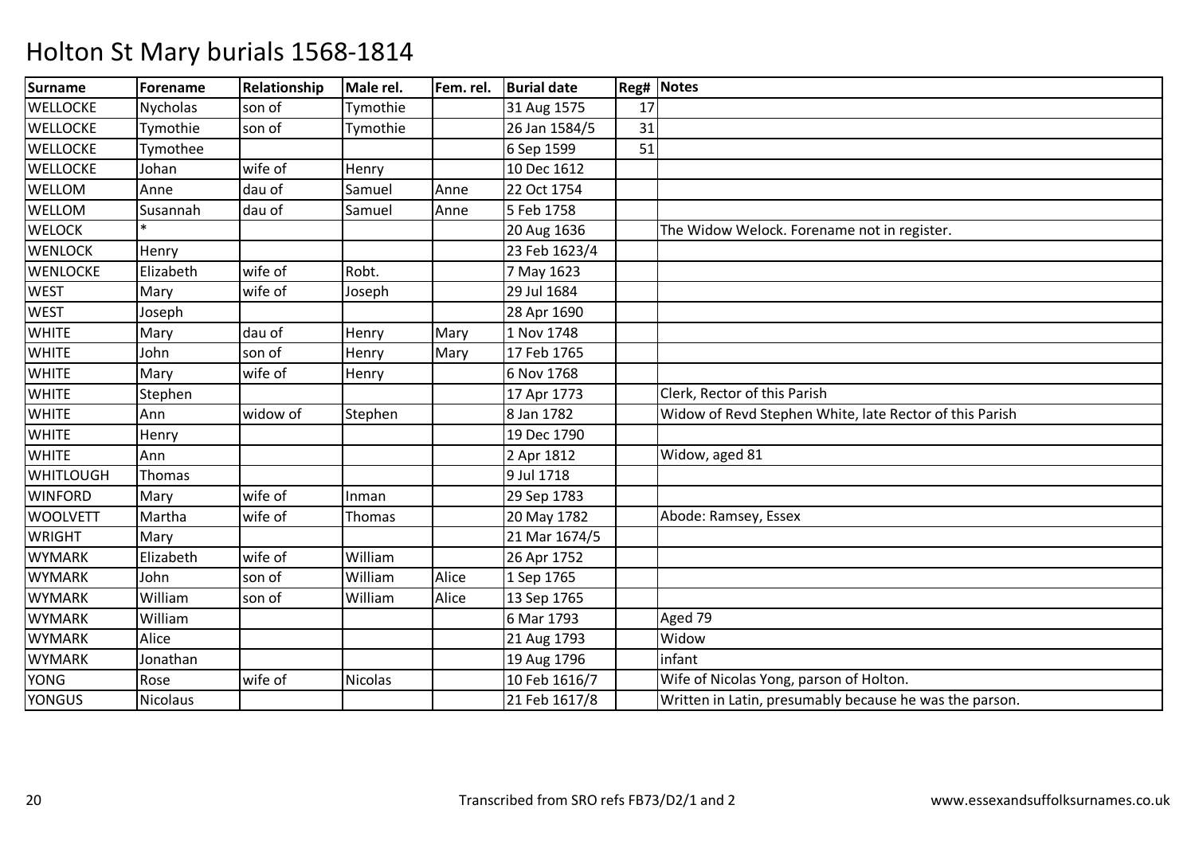# Holton St Mary burials 1568-1814

| Surname | Forename | Relationship | Male rel. | Fem. rel. | Burial date | Reg# | Notes |
|---|---|---|---|---|---|---|---|
| WELLOCKE | Nycholas | son of | Tymothie | | 31 Aug 1575 | 17 | |
| WELLOCKE | Tymothie | son of | Tymothie | | 26 Jan 1584/5 | 31 | |
| WELLOCKE | Tymothee | | | | 6 Sep 1599 | 51 | |
| WELLOCKE | Johan | wife of | Henry | | 10 Dec 1612 | | |
| WELLOM | Anne | dau of | Samuel | Anne | 22 Oct 1754 | | |
| WELLOM | Susannah | dau of | Samuel | Anne | 5 Feb 1758 | | |
| WELOCK | * | | | | 20 Aug 1636 | | The Widow Welock. Forename not in register. |
| WENLOCK | Henry | | | | 23 Feb 1623/4 | | |
| WENLOCKE | Elizabeth | wife of | Robt. | | 7 May 1623 | | |
| WEST | Mary | wife of | Joseph | | 29 Jul 1684 | | |
| WEST | Joseph | | | | 28 Apr 1690 | | |
| WHITE | Mary | dau of | Henry | Mary | 1 Nov 1748 | | |
| WHITE | John | son of | Henry | Mary | 17 Feb 1765 | | |
| WHITE | Mary | wife of | Henry | | 6 Nov 1768 | | |
| WHITE | Stephen | | | | 17 Apr 1773 | | Clerk, Rector of this Parish |
| WHITE | Ann | widow of | Stephen | | 8 Jan 1782 | | Widow of Revd Stephen White, late Rector of this Parish |
| WHITE | Henry | | | | 19 Dec 1790 | | |
| WHITE | Ann | | | | 2 Apr 1812 | | Widow, aged 81 |
| WHITLOUGH | Thomas | | | | 9 Jul 1718 | | |
| WINFORD | Mary | wife of | Inman | | 29 Sep 1783 | | |
| WOOLVETT | Martha | wife of | Thomas | | 20 May 1782 | | Abode: Ramsey, Essex |
| WRIGHT | Mary | | | | 21 Mar 1674/5 | | |
| WYMARK | Elizabeth | wife of | William | | 26 Apr 1752 | | |
| WYMARK | John | son of | William | Alice | 1 Sep 1765 | | |
| WYMARK | William | son of | William | Alice | 13 Sep 1765 | | |
| WYMARK | William | | | | 6 Mar 1793 | | Aged 79 |
| WYMARK | Alice | | | | 21 Aug 1793 | | Widow |
| WYMARK | Jonathan | | | | 19 Aug 1796 | | infant |
| YONG | Rose | wife of | Nicolas | | 10 Feb 1616/7 | | Wife of Nicolas Yong, parson of Holton. |
| YONGUS | Nicolaus | | | | 21 Feb 1617/8 | | Written in Latin, presumably because he was the parson. |

Transcribed from SRO refs FB73/D2/1 and 2

www.essexandsuffolksurnames.co.uk